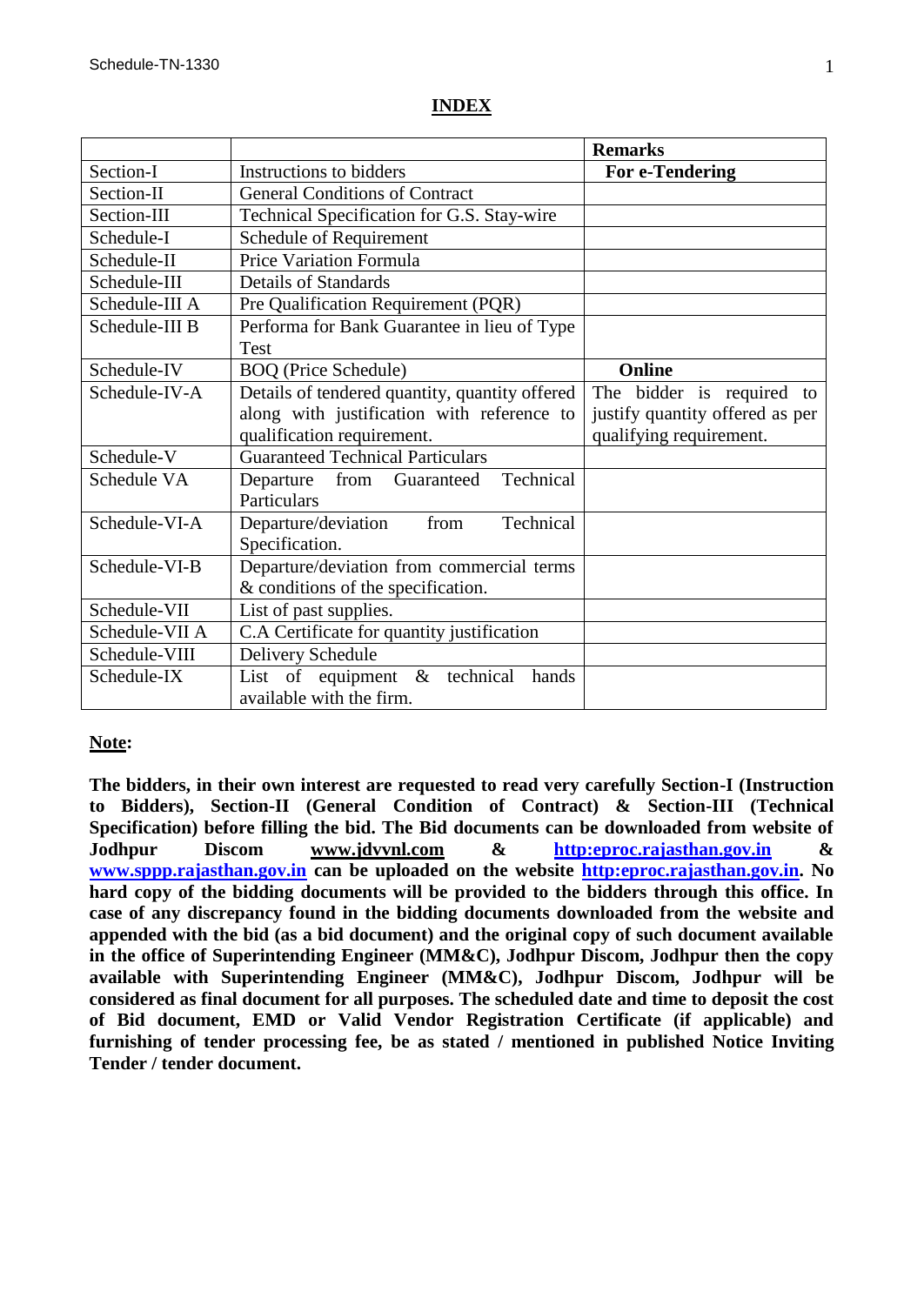## INDEX

| | | Remarks |
|---|---|---|
| Section-I | Instructions to bidders | **For e-Tendering** |
| Section-II | General Conditions of Contract | |
| Section-III | Technical Specification for G.S. Stay-wire | |
| Schedule-I | Schedule of Requirement | |
| Schedule-II | Price Variation Formula | |
| Schedule-III | Details of Standards | |
| Schedule-III A | Pre Qualification Requirement (PQR) | |
| Schedule-III B | Performa for Bank Guarantee in lieu of Type Test | |
| Schedule-IV | BOQ (Price Schedule) | **Online** |
| Schedule-IV-A | Details of tendered quantity, quantity offered along with justification with reference to qualification requirement. | The bidder is required to justify quantity offered as per qualifying requirement. |
| Schedule-V | Guaranteed Technical Particulars | |
| Schedule VA | Departure from Guaranteed Technical Particulars | |
| Schedule-VI-A | Departure/deviation from Technical Specification. | |
| Schedule-VI-B | Departure/deviation from commercial terms & conditions of the specification. | |
| Schedule-VII | List of past supplies. | |
| Schedule-VII A | C.A Certificate for quantity justification | |
| Schedule-VIII | Delivery Schedule | |
| Schedule-IX | List of equipment & technical hands available with the firm. | |

**Note:**

**The bidders, in their own interest are requested to read very carefully Section-I (Instruction to Bidders), Section-II (General Condition of Contract) & Section-III (Technical Specification) before filling the bid. The Bid documents can be downloaded from website of Jodhpur Discom www.jdvvnl.com & http:eproc.rajasthan.gov.in & www.sppp.rajasthan.gov.in can be uploaded on the website http:eproc.rajasthan.gov.in. No hard copy of the bidding documents will be provided to the bidders through this office. In case of any discrepancy found in the bidding documents downloaded from the website and appended with the bid (as a bid document) and the original copy of such document available in the office of Superintending Engineer (MM&C), Jodhpur Discom, Jodhpur then the copy available with Superintending Engineer (MM&C), Jodhpur Discom, Jodhpur will be considered as final document for all purposes. The scheduled date and time to deposit the cost of Bid document, EMD or Valid Vendor Registration Certificate (if applicable) and furnishing of tender processing fee, be as stated / mentioned in published Notice Inviting Tender / tender document.**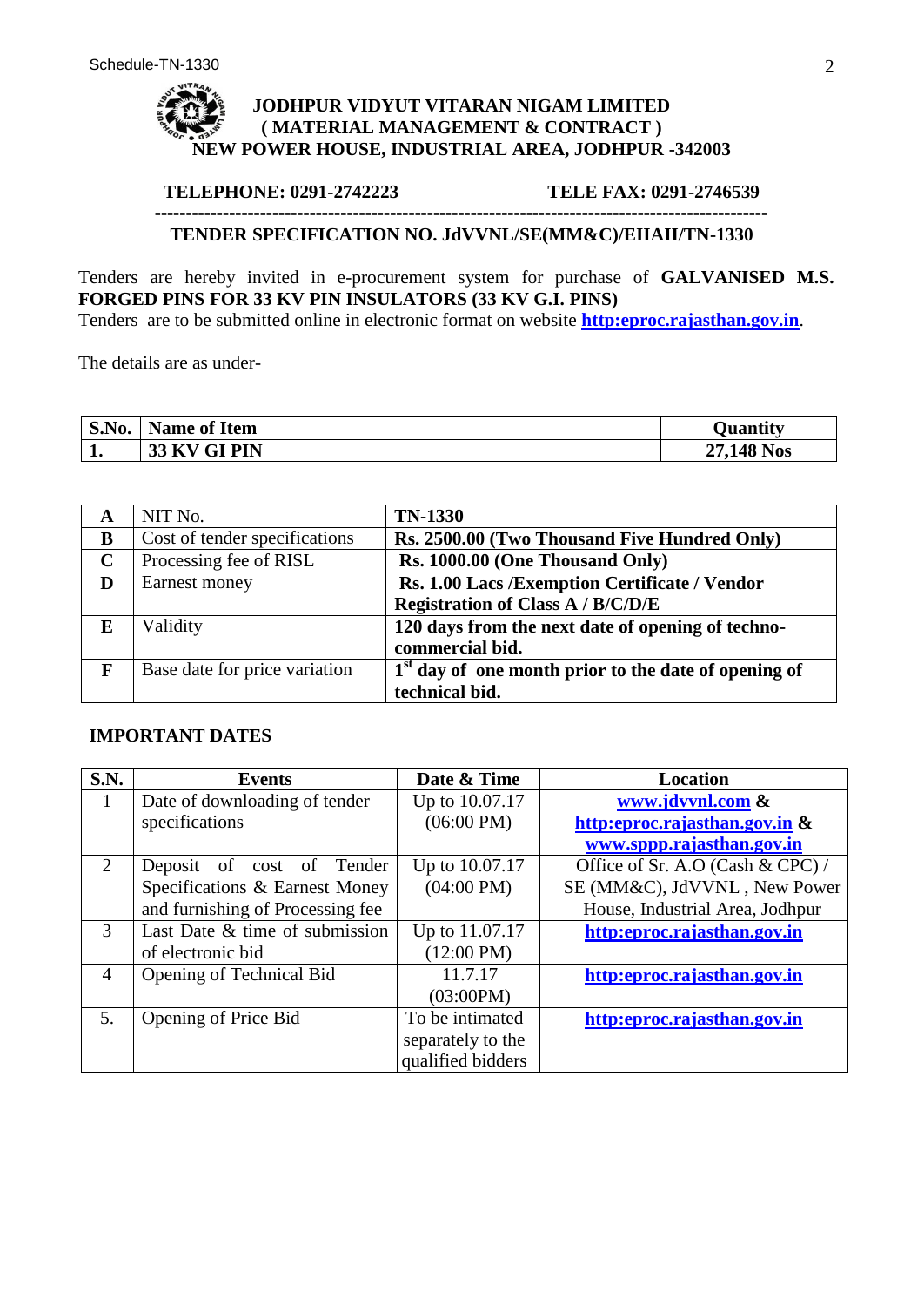**JODHPUR VIDYUT VITARAN NIGAM LIMITED**
**( MATERIAL MANAGEMENT & CONTRACT )**
**NEW POWER HOUSE, INDUSTRIAL AREA, JODHPUR -342003**

**TELEPHONE: 0291-2742223** **TELE FAX: 0291-2746539**

---

**TENDER SPECIFICATION NO. JdVVNL/SE(MM&C)/EIIAII/TN-1330**

Tenders are hereby invited in e-procurement system for purchase of **GALVANISED M.S. FORGED PINS FOR 33 KV PIN INSULATORS (33 KV G.I. PINS)**
Tenders are to be submitted online in electronic format on website **http:eproc.rajasthan.gov.in**.

The details are as under-

| S.No. | Name of Item | Quantity |
|---|---|---|
| **1.** | **33 KV GI PIN** | **27,148 Nos** |

| | | |
|---|---|---|
| **A** | NIT No. | **TN-1330** |
| **B** | Cost of tender specifications | **Rs. 2500.00 (Two Thousand Five Hundred Only)** |
| **C** | Processing fee of RISL | **Rs. 1000.00 (One Thousand Only)** |
| **D** | Earnest money | **Rs. 1.00 Lacs /Exemption Certificate / Vendor Registration of Class A / B/C/D/E** |
| **E** | Validity | **120 days from the next date of opening of techno-commercial bid.** |
| **F** | Base date for price variation | **1st day of one month prior to the date of opening of technical bid.** |

**IMPORTANT DATES**

| S.N. | Events | Date & Time | Location |
|---|---|---|---|
| 1 | Date of downloading of tender specifications | Up to 10.07.17 (06:00 PM) | **www.jdvvnl.com & http:eproc.rajasthan.gov.in & www.sppp.rajasthan.gov.in** |
| 2 | Deposit of cost of Tender Specifications & Earnest Money and furnishing of Processing fee | Up to 10.07.17 (04:00 PM) | Office of Sr. A.O (Cash & CPC) / SE (MM&C), JdVVNL , New Power House, Industrial Area, Jodhpur |
| 3 | Last Date & time of submission of electronic bid | Up to 11.07.17 (12:00 PM) | **http:eproc.rajasthan.gov.in** |
| 4 | Opening of Technical Bid | 11.7.17 (03:00PM) | **http:eproc.rajasthan.gov.in** |
| 5. | Opening of Price Bid | To be intimated separately to the qualified bidders | **http:eproc.rajasthan.gov.in** |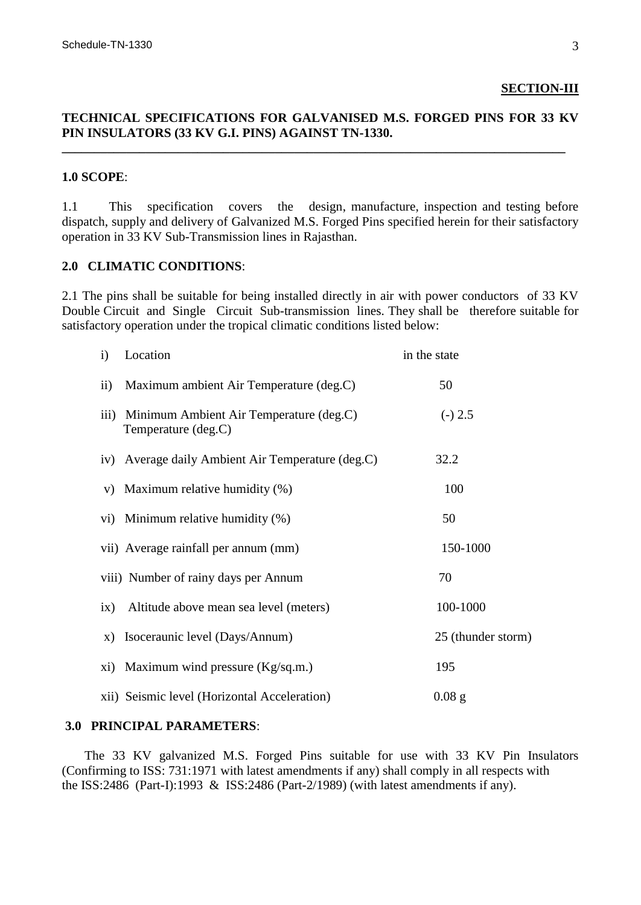**SECTION-III**

**TECHNICAL SPECIFICATIONS FOR GALVANISED M.S. FORGED PINS FOR 33 KV PIN INSULATORS (33 KV G.I. PINS) AGAINST TN-1330.**

---

**1.0 SCOPE**:

1.1 This specification covers the design, manufacture, inspection and testing before dispatch, supply and delivery of Galvanized M.S. Forged Pins specified herein for their satisfactory operation in 33 KV Sub-Transmission lines in Rajasthan.

**2.0 CLIMATIC CONDITIONS**:

2.1 The pins shall be suitable for being installed directly in air with power conductors of 33 KV Double Circuit and Single Circuit Sub-transmission lines. They shall be therefore suitable for satisfactory operation under the tropical climatic conditions listed below:

| | | |
|---|---|---|
| i) | Location | in the state |
| ii) | Maximum ambient Air Temperature (deg.C) | 50 |
| iii) | Minimum Ambient Air Temperature (deg.C) Temperature (deg.C) | (-) 2.5 |
| iv) | Average daily Ambient Air Temperature (deg.C) | 32.2 |
| v) | Maximum relative humidity (%) | 100 |
| vi) | Minimum relative humidity (%) | 50 |
| vii) | Average rainfall per annum (mm) | 150-1000 |
| viii) | Number of rainy days per Annum | 70 |
| ix) | Altitude above mean sea level (meters) | 100-1000 |
| x) | Isoceraunic level (Days/Annum) | 25 (thunder storm) |
| xi) | Maximum wind pressure (Kg/sq.m.) | 195 |
| xii) | Seismic level (Horizontal Acceleration) | 0.08 g |

**3.0 PRINCIPAL PARAMETERS**:

The 33 KV galvanized M.S. Forged Pins suitable for use with 33 KV Pin Insulators (Confirming to ISS: 731:1971 with latest amendments if any) shall comply in all respects with the ISS:2486 (Part-I):1993 & ISS:2486 (Part-2/1989) (with latest amendments if any).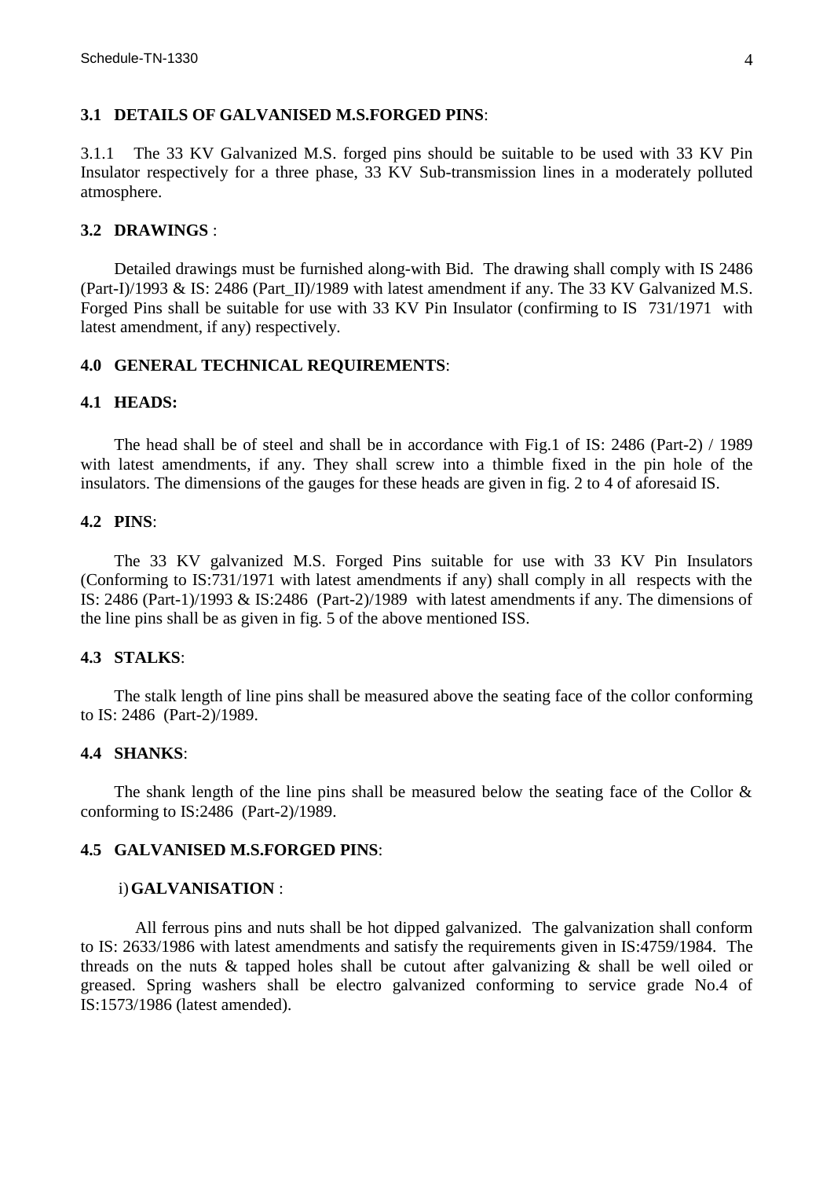### 3.1 DETAILS OF GALVANISED M.S.FORGED PINS:

3.1.1 The 33 KV Galvanized M.S. forged pins should be suitable to be used with 33 KV Pin Insulator respectively for a three phase, 33 KV Sub-transmission lines in a moderately polluted atmosphere.

### 3.2 DRAWINGS :

Detailed drawings must be furnished along-with Bid. The drawing shall comply with IS 2486 (Part-I)/1993 & IS: 2486 (Part_II)/1989 with latest amendment if any. The 33 KV Galvanized M.S. Forged Pins shall be suitable for use with 33 KV Pin Insulator (confirming to IS 731/1971 with latest amendment, if any) respectively.

## 4.0 GENERAL TECHNICAL REQUIREMENTS:

### 4.1 HEADS:

The head shall be of steel and shall be in accordance with Fig.1 of IS: 2486 (Part-2) / 1989 with latest amendments, if any. They shall screw into a thimble fixed in the pin hole of the insulators. The dimensions of the gauges for these heads are given in fig. 2 to 4 of aforesaid IS.

### 4.2 PINS:

The 33 KV galvanized M.S. Forged Pins suitable for use with 33 KV Pin Insulators (Conforming to IS:731/1971 with latest amendments if any) shall comply in all respects with the IS: 2486 (Part-1)/1993 & IS:2486 (Part-2)/1989 with latest amendments if any. The dimensions of the line pins shall be as given in fig. 5 of the above mentioned ISS.

### 4.3 STALKS:

The stalk length of line pins shall be measured above the seating face of the collor conforming to IS: 2486 (Part-2)/1989.

### 4.4 SHANKS:

The shank length of the line pins shall be measured below the seating face of the Collor & conforming to IS:2486 (Part-2)/1989.

### 4.5 GALVANISED M.S.FORGED PINS:

i) **GALVANISATION** :

All ferrous pins and nuts shall be hot dipped galvanized. The galvanization shall conform to IS: 2633/1986 with latest amendments and satisfy the requirements given in IS:4759/1984. The threads on the nuts & tapped holes shall be cutout after galvanizing & shall be well oiled or greased. Spring washers shall be electro galvanized conforming to service grade No.4 of IS:1573/1986 (latest amended).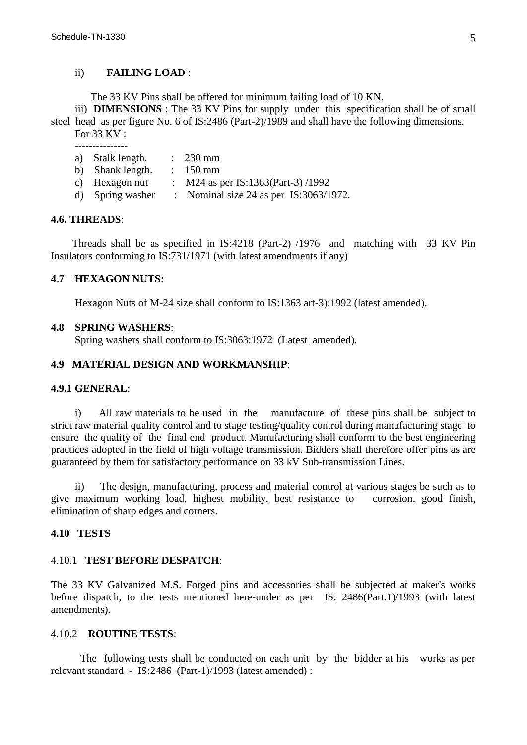ii) **FAILING LOAD** :

The 33 KV Pins shall be offered for minimum failing load of 10 KN.

iii) **DIMENSIONS** : The 33 KV Pins for supply under this specification shall be of small steel head as per figure No. 6 of IS:2486 (Part-2)/1989 and shall have the following dimensions.

For 33 KV :

---------------

a) Stalk length. : 230 mm
b) Shank length. : 150 mm
c) Hexagon nut : M24 as per IS:1363(Part-3) /1992
d) Spring washer : Nominal size 24 as per IS:3063/1972.

**4.6. THREADS**:

Threads shall be as specified in IS:4218 (Part-2) /1976 and matching with 33 KV Pin Insulators conforming to IS:731/1971 (with latest amendments if any)

**4.7 HEXAGON NUTS:**

Hexagon Nuts of M-24 size shall conform to IS:1363 art-3):1992 (latest amended).

**4.8 SPRING WASHERS**:

Spring washers shall conform to IS:3063:1972 (Latest amended).

**4.9 MATERIAL DESIGN AND WORKMANSHIP**:

**4.9.1 GENERAL**:

i) All raw materials to be used in the manufacture of these pins shall be subject to strict raw material quality control and to stage testing/quality control during manufacturing stage to ensure the quality of the final end product. Manufacturing shall conform to the best engineering practices adopted in the field of high voltage transmission. Bidders shall therefore offer pins as are guaranteed by them for satisfactory performance on 33 kV Sub-transmission Lines.

ii) The design, manufacturing, process and material control at various stages be such as to give maximum working load, highest mobility, best resistance to corrosion, good finish, elimination of sharp edges and corners.

**4.10 TESTS**

4.10.1 **TEST BEFORE DESPATCH**:

The 33 KV Galvanized M.S. Forged pins and accessories shall be subjected at maker's works before dispatch, to the tests mentioned here-under as per IS: 2486(Part.1)/1993 (with latest amendments).

4.10.2 **ROUTINE TESTS**:

The following tests shall be conducted on each unit by the bidder at his works as per relevant standard - IS:2486 (Part-1)/1993 (latest amended) :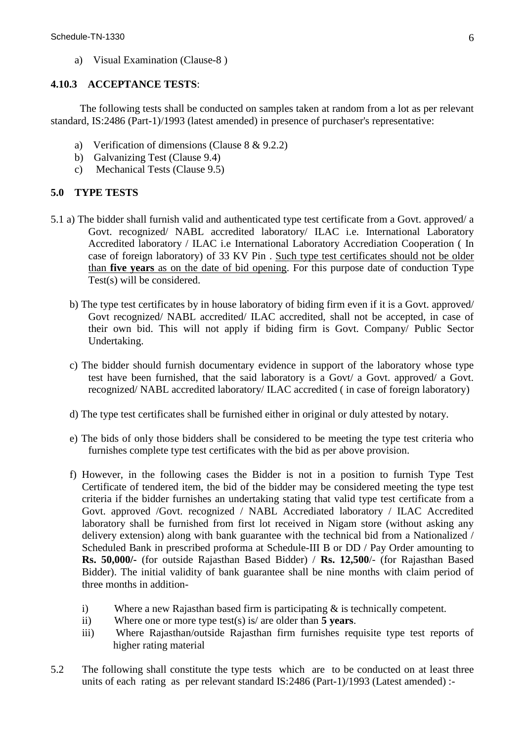a) Visual Examination (Clause-8 )

### 4.10.3 ACCEPTANCE TESTS:

The following tests shall be conducted on samples taken at random from a lot as per relevant standard, IS:2486 (Part-1)/1993 (latest amended) in presence of purchaser's representative:

a) Verification of dimensions (Clause 8 & 9.2.2)
b) Galvanizing Test (Clause 9.4)
c) Mechanical Tests (Clause 9.5)

## 5.0 TYPE TESTS

5.1 a) The bidder shall furnish valid and authenticated type test certificate from a Govt. approved/ a Govt. recognized/ NABL accredited laboratory/ ILAC i.e. International Laboratory Accredited laboratory / ILAC i.e International Laboratory Accrediation Cooperation ( In case of foreign laboratory) of 33 KV Pin . Such type test certificates should not be older than **five years** as on the date of bid opening. For this purpose date of conduction Type Test(s) will be considered.

b) The type test certificates by in house laboratory of biding firm even if it is a Govt. approved/ Govt recognized/ NABL accredited/ ILAC accredited, shall not be accepted, in case of their own bid. This will not apply if biding firm is Govt. Company/ Public Sector Undertaking.

c) The bidder should furnish documentary evidence in support of the laboratory whose type test have been furnished, that the said laboratory is a Govt/ a Govt. approved/ a Govt. recognized/ NABL accredited laboratory/ ILAC accredited ( in case of foreign laboratory)

d) The type test certificates shall be furnished either in original or duly attested by notary.

e) The bids of only those bidders shall be considered to be meeting the type test criteria who furnishes complete type test certificates with the bid as per above provision.

f) However, in the following cases the Bidder is not in a position to furnish Type Test Certificate of tendered item, the bid of the bidder may be considered meeting the type test criteria if the bidder furnishes an undertaking stating that valid type test certificate from a Govt. approved /Govt. recognized / NABL Accrediated laboratory / ILAC Accredited laboratory shall be furnished from first lot received in Nigam store (without asking any delivery extension) along with bank guarantee with the technical bid from a Nationalized / Scheduled Bank in prescribed proforma at Schedule-III B or DD / Pay Order amounting to **Rs. 50,000/-** (for outside Rajasthan Based Bidder) / **Rs. 12,500**/- (for Rajasthan Based Bidder). The initial validity of bank guarantee shall be nine months with claim period of three months in addition-

i) Where a new Rajasthan based firm is participating & is technically competent.
ii) Where one or more type test(s) is/ are older than **5 years**.
iii) Where Rajasthan/outside Rajasthan firm furnishes requisite type test reports of higher rating material

5.2 The following shall constitute the type tests which are to be conducted on at least three units of each rating as per relevant standard IS:2486 (Part-1)/1993 (Latest amended) :-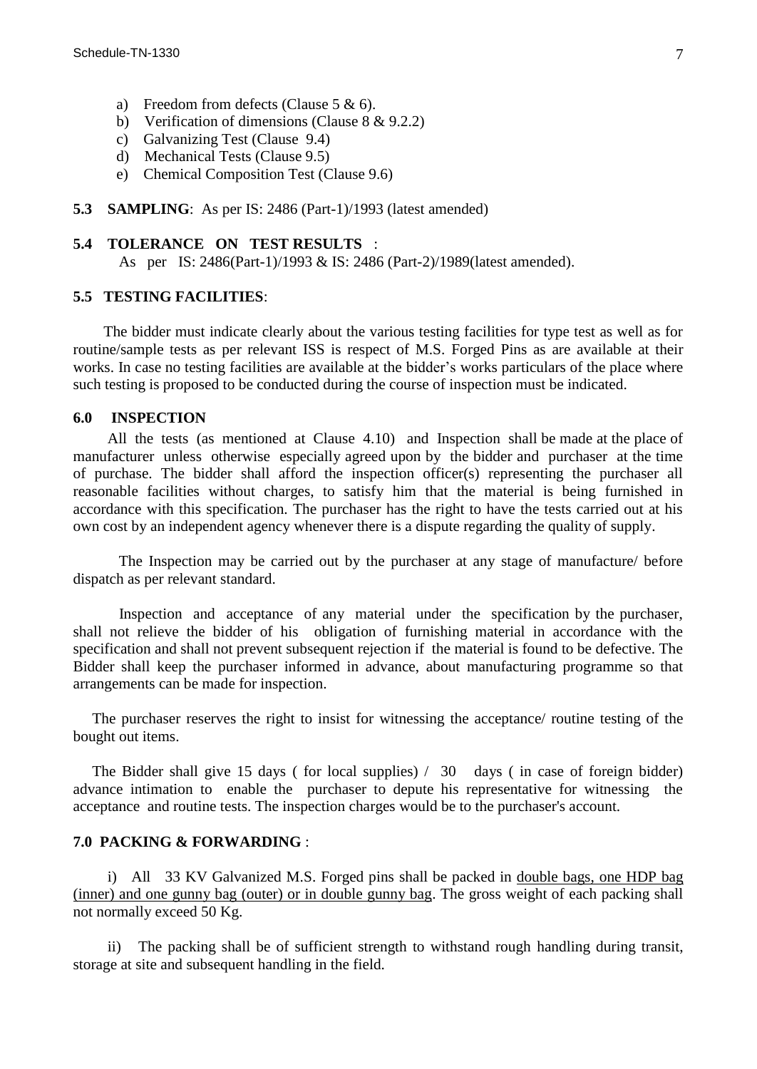a) Freedom from defects (Clause 5 & 6).
b) Verification of dimensions (Clause 8 & 9.2.2)
c) Galvanizing Test (Clause 9.4)
d) Mechanical Tests (Clause 9.5)
e) Chemical Composition Test (Clause 9.6)

**5.3 SAMPLING**: As per IS: 2486 (Part-1)/1993 (latest amended)

**5.4 TOLERANCE ON TEST RESULTS** :

As per IS: 2486(Part-1)/1993 & IS: 2486 (Part-2)/1989(latest amended).

**5.5 TESTING FACILITIES**:

The bidder must indicate clearly about the various testing facilities for type test as well as for routine/sample tests as per relevant ISS is respect of M.S. Forged Pins as are available at their works. In case no testing facilities are available at the bidder's works particulars of the place where such testing is proposed to be conducted during the course of inspection must be indicated.

**6.0 INSPECTION**

All the tests (as mentioned at Clause 4.10) and Inspection shall be made at the place of manufacturer unless otherwise especially agreed upon by the bidder and purchaser at the time of purchase. The bidder shall afford the inspection officer(s) representing the purchaser all reasonable facilities without charges, to satisfy him that the material is being furnished in accordance with this specification. The purchaser has the right to have the tests carried out at his own cost by an independent agency whenever there is a dispute regarding the quality of supply.

The Inspection may be carried out by the purchaser at any stage of manufacture/ before dispatch as per relevant standard.

Inspection and acceptance of any material under the specification by the purchaser, shall not relieve the bidder of his obligation of furnishing material in accordance with the specification and shall not prevent subsequent rejection if the material is found to be defective. The Bidder shall keep the purchaser informed in advance, about manufacturing programme so that arrangements can be made for inspection.

The purchaser reserves the right to insist for witnessing the acceptance/ routine testing of the bought out items.

The Bidder shall give 15 days ( for local supplies) / 30 days ( in case of foreign bidder) advance intimation to enable the purchaser to depute his representative for witnessing the acceptance and routine tests. The inspection charges would be to the purchaser's account.

**7.0 PACKING & FORWARDING** :

i) All 33 KV Galvanized M.S. Forged pins shall be packed in double bags, one HDP bag (inner) and one gunny bag (outer) or in double gunny bag. The gross weight of each packing shall not normally exceed 50 Kg.

ii) The packing shall be of sufficient strength to withstand rough handling during transit, storage at site and subsequent handling in the field.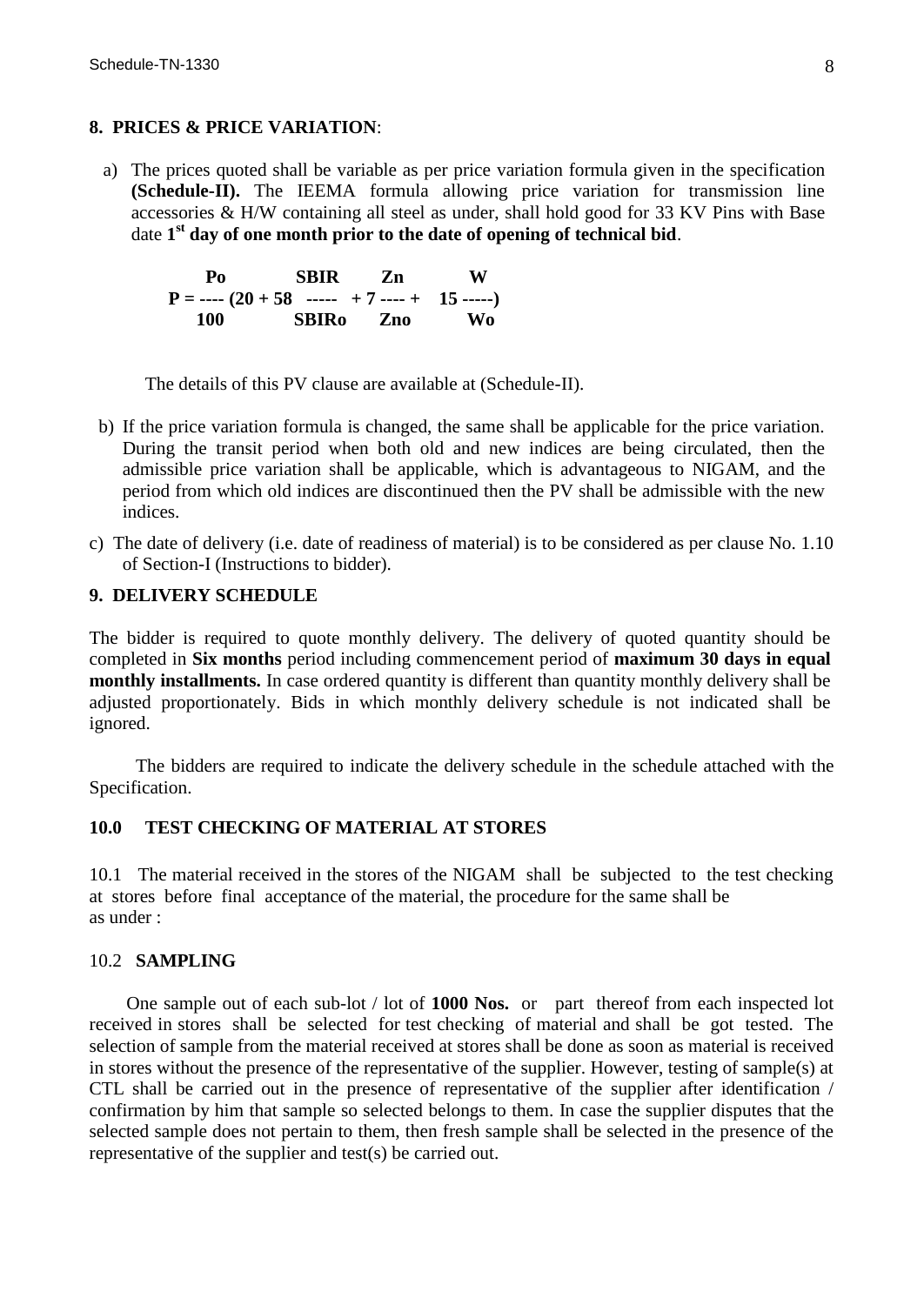## 8. PRICES & PRICE VARIATION:

a) The prices quoted shall be variable as per price variation formula given in the specification **(Schedule-II).** The IEEMA formula allowing price variation for transmission line accessories & H/W containing all steel as under, shall hold good for 33 KV Pins with Base date **1st day of one month prior to the date of opening of technical bid**.

$$P = \frac{Po}{100}\left(20 + 58\,\frac{SBIR}{SBIRo} + 7\,\frac{Zn}{Zno} + 15\,\frac{W}{Wo}\right)$$

The details of this PV clause are available at (Schedule-II).

b) If the price variation formula is changed, the same shall be applicable for the price variation. During the transit period when both old and new indices are being circulated, then the admissible price variation shall be applicable, which is advantageous to NIGAM, and the period from which old indices are discontinued then the PV shall be admissible with the new indices.

c) The date of delivery (i.e. date of readiness of material) is to be considered as per clause No. 1.10 of Section-I (Instructions to bidder).

## 9. DELIVERY SCHEDULE

The bidder is required to quote monthly delivery. The delivery of quoted quantity should be completed in **Six months** period including commencement period of **maximum 30 days in equal monthly installments.** In case ordered quantity is different than quantity monthly delivery shall be adjusted proportionately. Bids in which monthly delivery schedule is not indicated shall be ignored.

The bidders are required to indicate the delivery schedule in the schedule attached with the Specification.

## 10.0 TEST CHECKING OF MATERIAL AT STORES

10.1 The material received in the stores of the NIGAM shall be subjected to the test checking at stores before final acceptance of the material, the procedure for the same shall be as under :

### 10.2 SAMPLING

One sample out of each sub-lot / lot of **1000 Nos.** or part thereof from each inspected lot received in stores shall be selected for test checking of material and shall be got tested. The selection of sample from the material received at stores shall be done as soon as material is received in stores without the presence of the representative of the supplier. However, testing of sample(s) at CTL shall be carried out in the presence of representative of the supplier after identification / confirmation by him that sample so selected belongs to them. In case the supplier disputes that the selected sample does not pertain to them, then fresh sample shall be selected in the presence of the representative of the supplier and test(s) be carried out.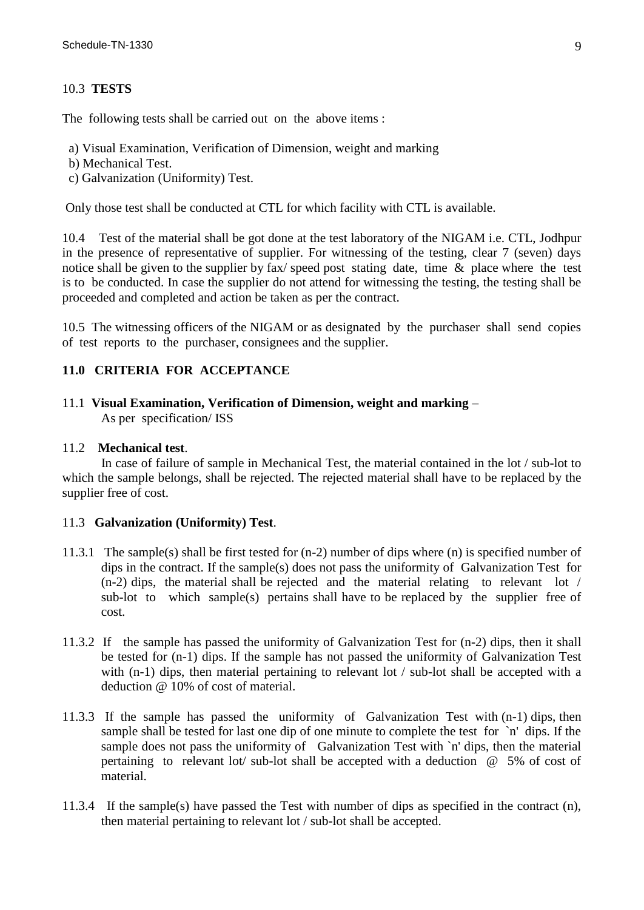10.3 **TESTS**

The following tests shall be carried out on the above items :

a) Visual Examination, Verification of Dimension, weight and marking
b) Mechanical Test.
c) Galvanization (Uniformity) Test.

Only those test shall be conducted at CTL for which facility with CTL is available.

10.4 Test of the material shall be got done at the test laboratory of the NIGAM i.e. CTL, Jodhpur in the presence of representative of supplier. For witnessing of the testing, clear 7 (seven) days notice shall be given to the supplier by fax/ speed post stating date, time & place where the test is to be conducted. In case the supplier do not attend for witnessing the testing, the testing shall be proceeded and completed and action be taken as per the contract.

10.5 The witnessing officers of the NIGAM or as designated by the purchaser shall send copies of test reports to the purchaser, consignees and the supplier.

## 11.0 CRITERIA FOR ACCEPTANCE

11.1 **Visual Examination, Verification of Dimension, weight and marking** –
As per specification/ ISS

11.2 **Mechanical test**.
In case of failure of sample in Mechanical Test, the material contained in the lot / sub-lot to which the sample belongs, shall be rejected. The rejected material shall have to be replaced by the supplier free of cost.

11.3 **Galvanization (Uniformity) Test**.

11.3.1 The sample(s) shall be first tested for (n-2) number of dips where (n) is specified number of dips in the contract. If the sample(s) does not pass the uniformity of Galvanization Test for (n-2) dips, the material shall be rejected and the material relating to relevant lot / sub-lot to which sample(s) pertains shall have to be replaced by the supplier free of cost.

11.3.2 If the sample has passed the uniformity of Galvanization Test for (n-2) dips, then it shall be tested for (n-1) dips. If the sample has not passed the uniformity of Galvanization Test with (n-1) dips, then material pertaining to relevant lot / sub-lot shall be accepted with a deduction @ 10% of cost of material.

11.3.3 If the sample has passed the uniformity of Galvanization Test with (n-1) dips, then sample shall be tested for last one dip of one minute to complete the test for `n' dips. If the sample does not pass the uniformity of Galvanization Test with `n' dips, then the material pertaining to relevant lot/ sub-lot shall be accepted with a deduction @ 5% of cost of material.

11.3.4 If the sample(s) have passed the Test with number of dips as specified in the contract (n), then material pertaining to relevant lot / sub-lot shall be accepted.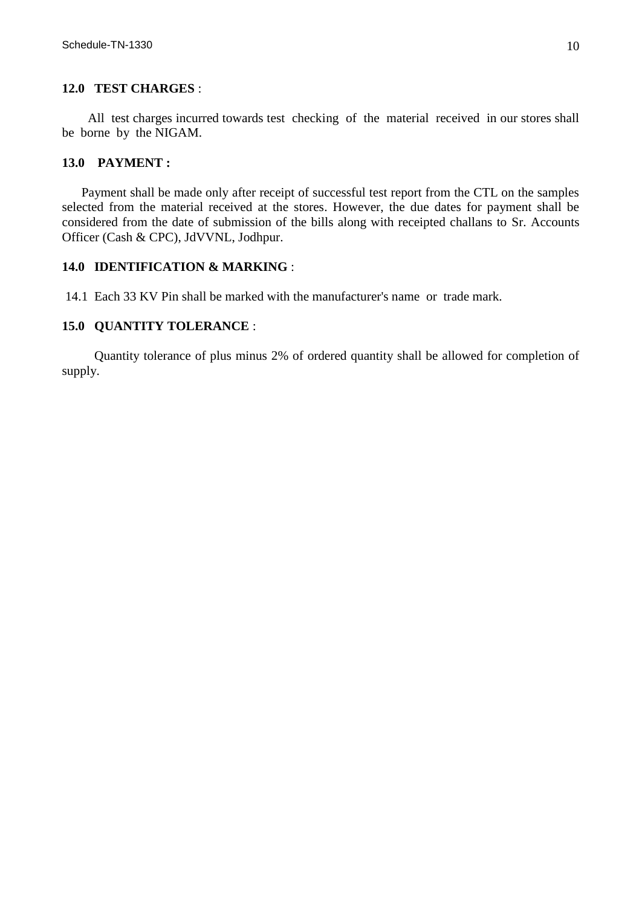**12.0 TEST CHARGES** :

All test charges incurred towards test checking of the material received in our stores shall be borne by the NIGAM.

**13.0 PAYMENT :**

Payment shall be made only after receipt of successful test report from the CTL on the samples selected from the material received at the stores. However, the due dates for payment shall be considered from the date of submission of the bills along with receipted challans to Sr. Accounts Officer (Cash & CPC), JdVVNL, Jodhpur.

**14.0 IDENTIFICATION & MARKING** :

14.1 Each 33 KV Pin shall be marked with the manufacturer's name or trade mark.

**15.0 QUANTITY TOLERANCE** :

Quantity tolerance of plus minus 2% of ordered quantity shall be allowed for completion of supply.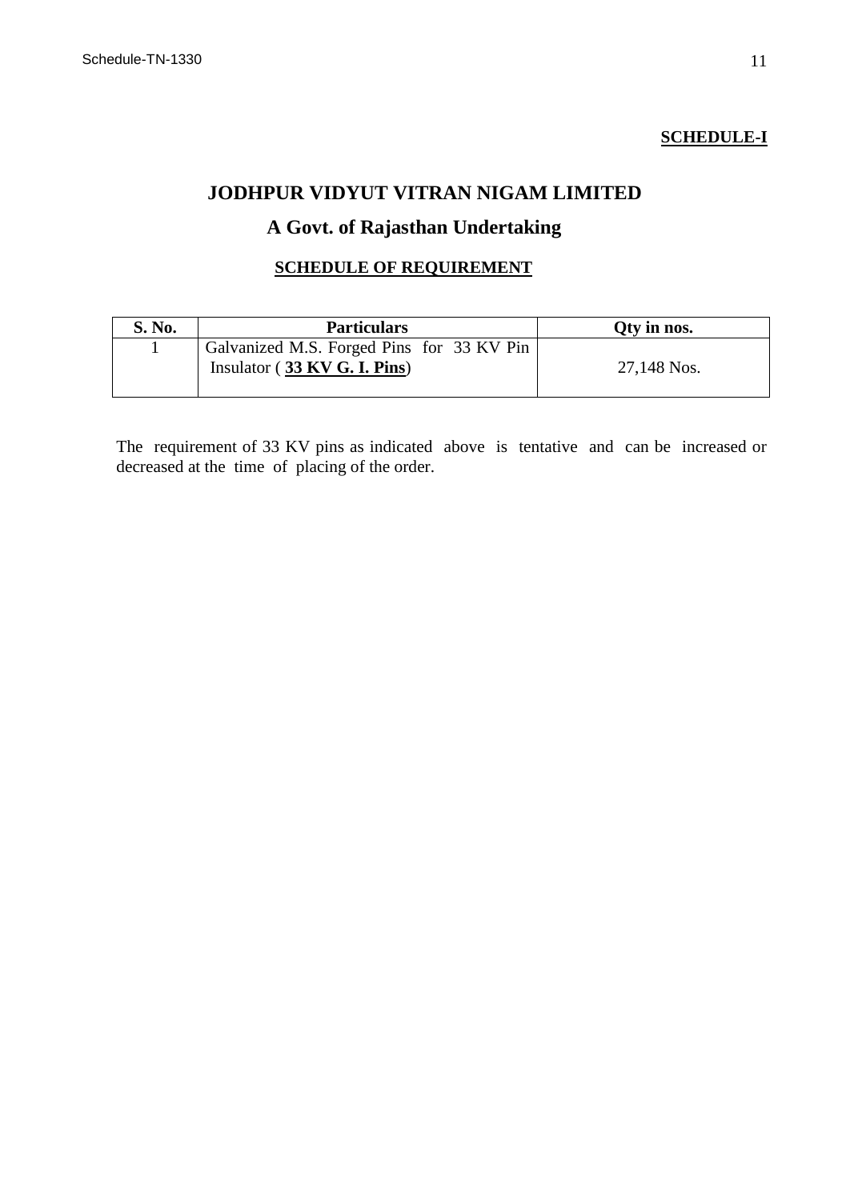**<u>SCHEDULE-I</u>**

# JODHPUR VIDYUT VITRAN NIGAM LIMITED

## A Govt. of Rajasthan Undertaking

**<u>SCHEDULE OF REQUIREMENT</u>**

| S. No. | Particulars | Qty in nos. |
|---|---|---|
| 1 | Galvanized M.S. Forged Pins for 33 KV Pin Insulator ( **33 KV G. I. Pins**) | 27,148 Nos. |

The requirement of 33 KV pins as indicated above is tentative and can be increased or decreased at the time of placing of the order.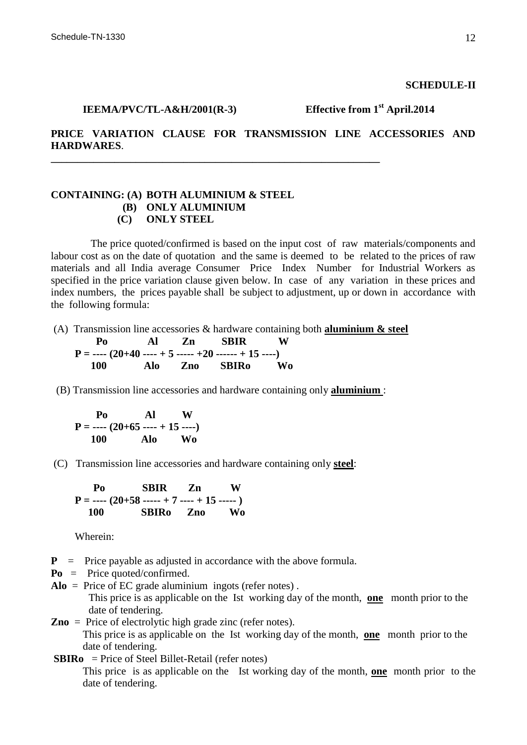**SCHEDULE-II**

**IEEMA/PVC/TL-A&H/2001(R-3)** **Effective from 1st April.2014**

**PRICE VARIATION CLAUSE FOR TRANSMISSION LINE ACCESSORIES AND HARDWARES**.

---

**CONTAINING: (A) BOTH ALUMINIUM & STEEL**
**(B) ONLY ALUMINIUM**
**(C) ONLY STEEL**

The price quoted/confirmed is based on the input cost of raw materials/components and labour cost as on the date of quotation and the same is deemed to be related to the prices of raw materials and all India average Consumer Price Index Number for Industrial Workers as specified in the price variation clause given below. In case of any variation in these prices and index numbers, the prices payable shall be subject to adjustment, up or down in accordance with the following formula:

(A) Transmission line accessories & hardware containing both **aluminium & steel**

$$P = \frac{Po}{100}\left(20 + 40\frac{Al}{Alo} + 5\frac{Zn}{Zno} + 20\frac{SBIR}{SBIRo} + 15\frac{W}{Wo}\right)$$

(B) Transmission line accessories and hardware containing only **aluminium** :

$$P = \frac{Po}{100}\left(20 + 65\frac{Al}{Alo} + 15\frac{W}{Wo}\right)$$

(C) Transmission line accessories and hardware containing only **steel**:

$$P = \frac{Po}{100}\left(20 + 58\frac{SBIR}{SBIRo} + 7\frac{Zn}{Zno} + 15\frac{W}{Wo}\right)$$

Wherein:

**P** = Price payable as adjusted in accordance with the above formula.

**Po** = Price quoted/confirmed.

**Alo** = Price of EC grade aluminium ingots (refer notes) .
This price is as applicable on the Ist working day of the month, **one** month prior to the date of tendering.

**Zno** = Price of electrolytic high grade zinc (refer notes).
This price is as applicable on the Ist working day of the month, **one** month prior to the date of tendering.

**SBIRo** = Price of Steel Billet-Retail (refer notes)
This price is as applicable on the Ist working day of the month, **one** month prior to the date of tendering.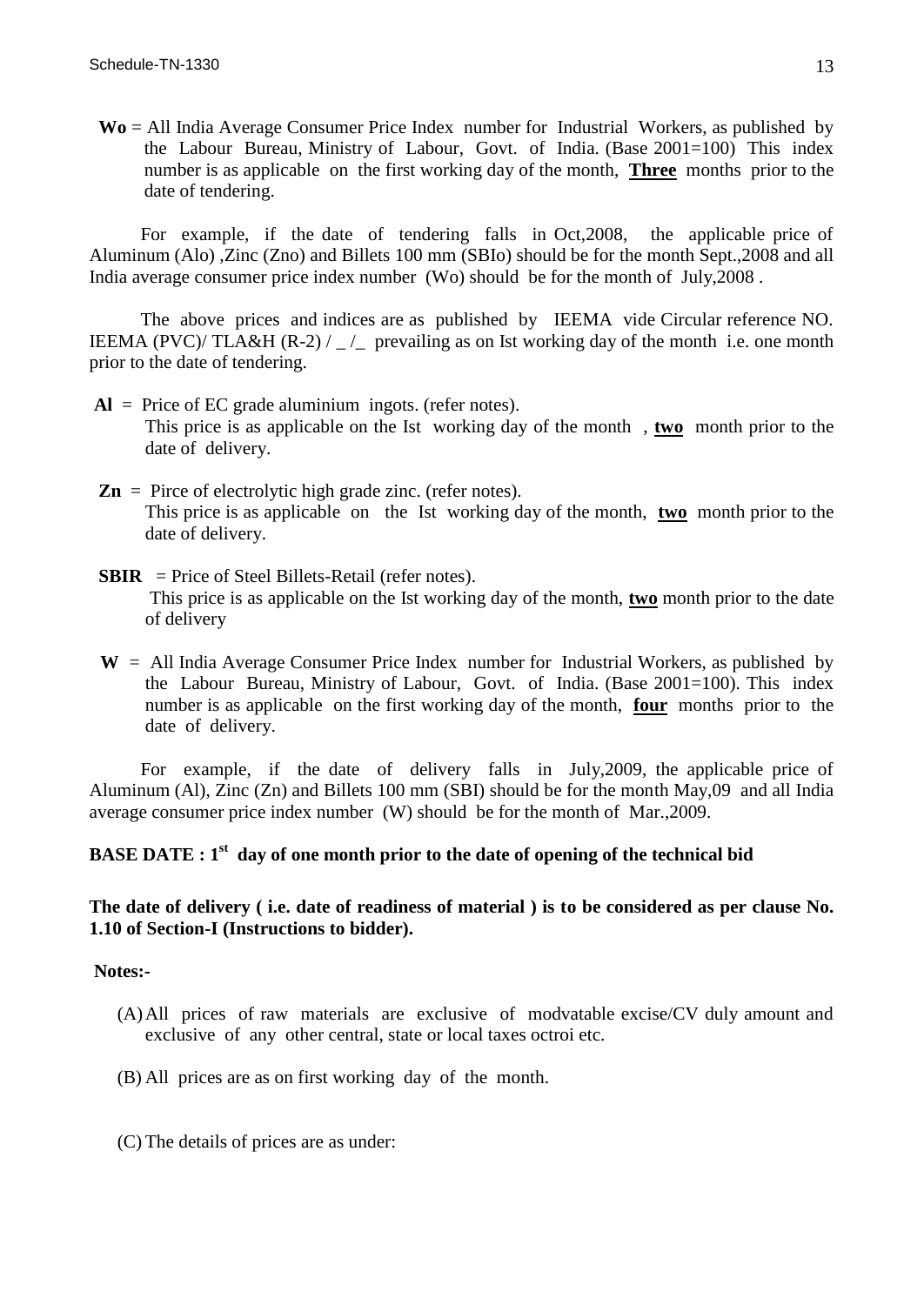**Wo** = All India Average Consumer Price Index number for Industrial Workers, as published by the Labour Bureau, Ministry of Labour, Govt. of India. (Base 2001=100) This index number is as applicable on the first working day of the month, **Three** months prior to the date of tendering.

For example, if the date of tendering falls in Oct,2008, the applicable price of Aluminum (Alo) ,Zinc (Zno) and Billets 100 mm (SBIo) should be for the month Sept.,2008 and all India average consumer price index number (Wo) should be for the month of July,2008 .

The above prices and indices are as published by IEEMA vide Circular reference NO. IEEMA (PVC)/ TLA&H (R-2) / _ /_ prevailing as on Ist working day of the month i.e. one month prior to the date of tendering.

**Al** = Price of EC grade aluminium ingots. (refer notes).
This price is as applicable on the Ist working day of the month , **two** month prior to the date of delivery.

**Zn** = Pirce of electrolytic high grade zinc. (refer notes).
This price is as applicable on the Ist working day of the month, **two** month prior to the date of delivery.

**SBIR** = Price of Steel Billets-Retail (refer notes).
This price is as applicable on the Ist working day of the month, **two** month prior to the date of delivery

**W** = All India Average Consumer Price Index number for Industrial Workers, as published by the Labour Bureau, Ministry of Labour, Govt. of India. (Base 2001=100). This index number is as applicable on the first working day of the month, **four** months prior to the date of delivery.

For example, if the date of delivery falls in July,2009, the applicable price of Aluminum (Al), Zinc (Zn) and Billets 100 mm (SBI) should be for the month May,09 and all India average consumer price index number (W) should be for the month of Mar.,2009.

**BASE DATE : 1st day of one month prior to the date of opening of the technical bid**

**The date of delivery ( i.e. date of readiness of material ) is to be considered as per clause No. 1.10 of Section-I (Instructions to bidder).**

**Notes:-**

(A) All prices of raw materials are exclusive of modvatable excise/CV duly amount and exclusive of any other central, state or local taxes octroi etc.

(B) All prices are as on first working day of the month.

(C) The details of prices are as under: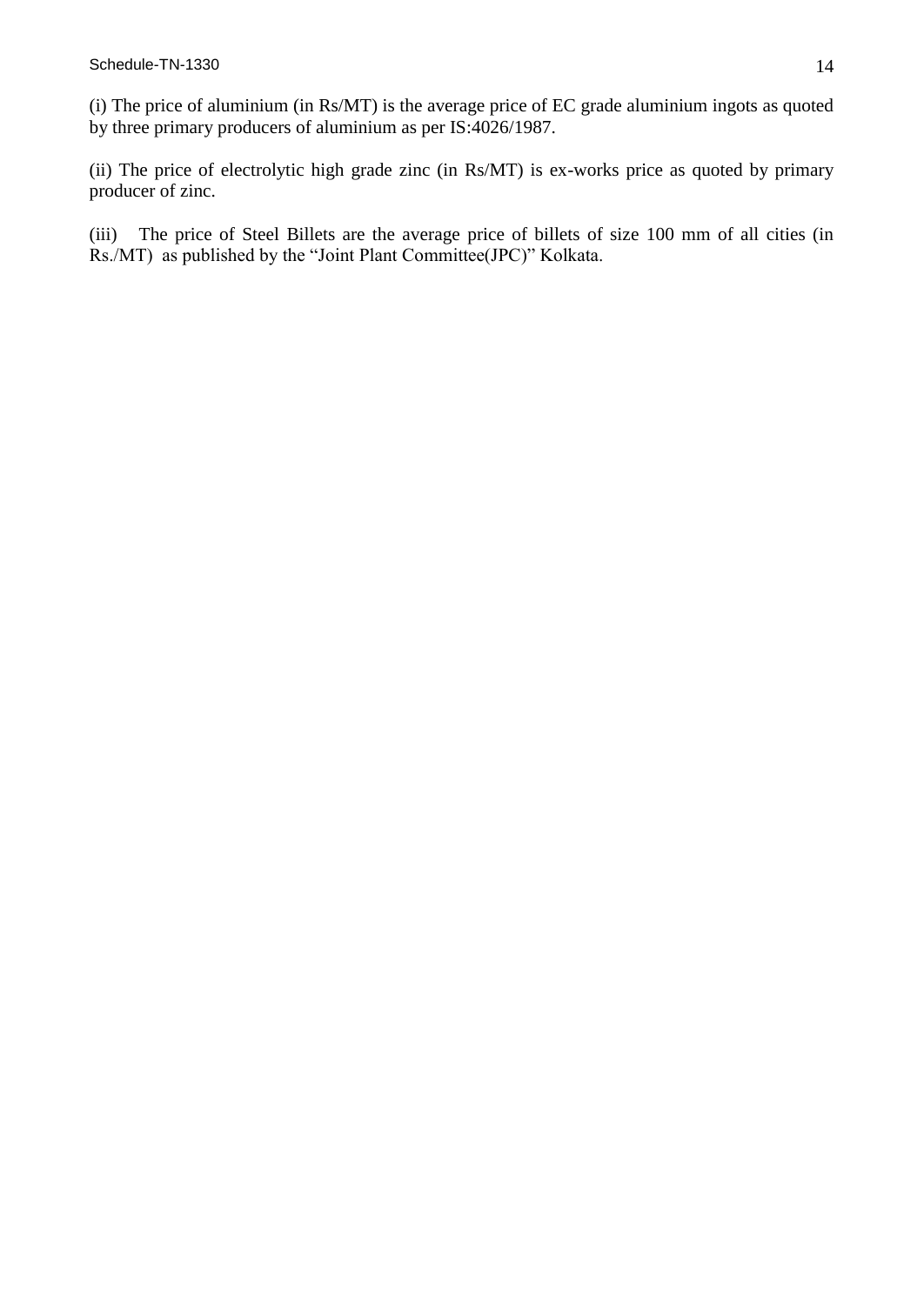(i) The price of aluminium (in Rs/MT) is the average price of EC grade aluminium ingots as quoted by three primary producers of aluminium as per IS:4026/1987.

(ii) The price of electrolytic high grade zinc (in Rs/MT) is ex-works price as quoted by primary producer of zinc.

(iii) The price of Steel Billets are the average price of billets of size 100 mm of all cities (in Rs./MT) as published by the "Joint Plant Committee(JPC)" Kolkata.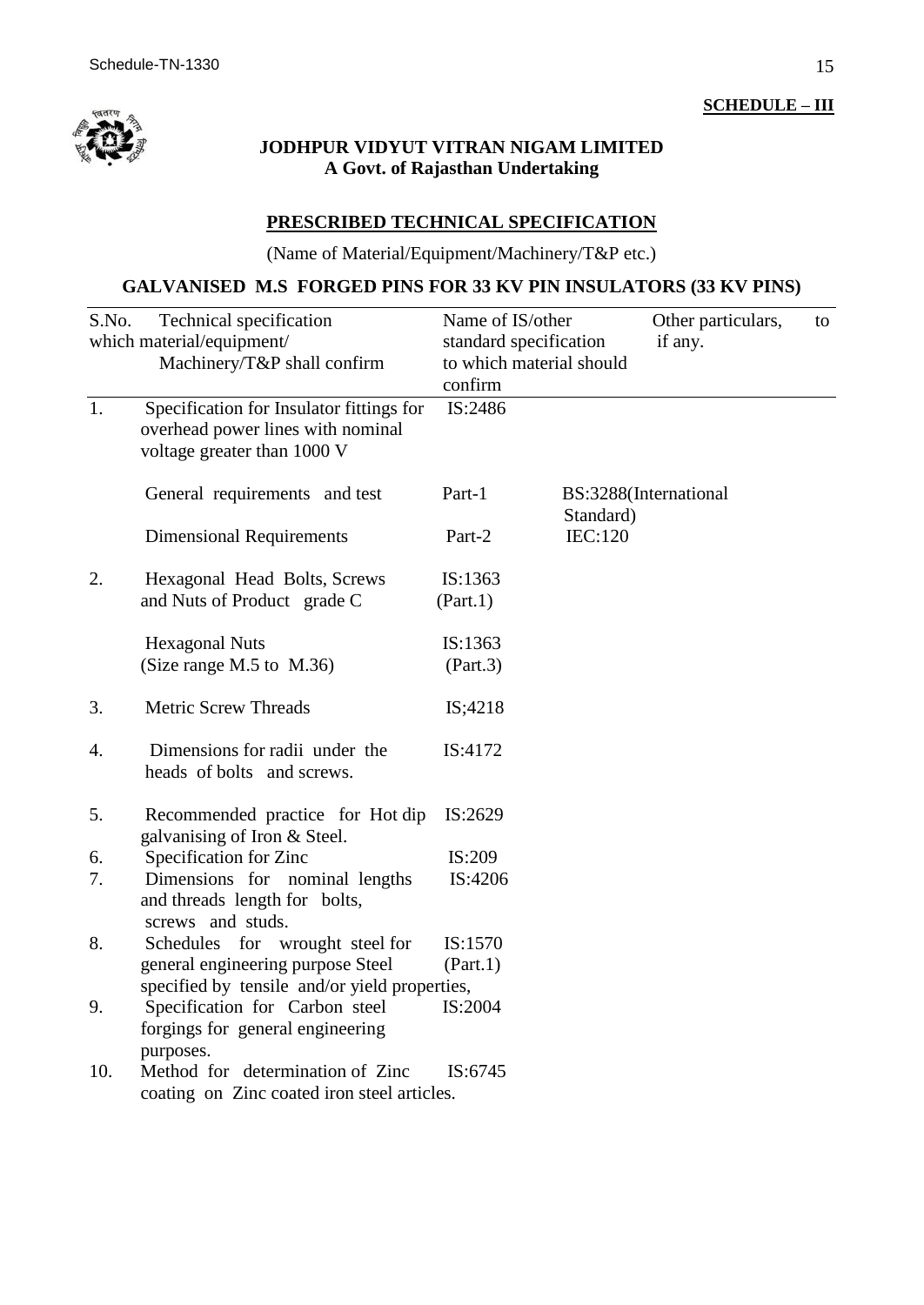**SCHEDULE – III**

**JODHPUR VIDYUT VITRAN NIGAM LIMITED**
**A Govt. of Rajasthan Undertaking**

## PRESCRIBED TECHNICAL SPECIFICATION

(Name of Material/Equipment/Machinery/T&P etc.)

## GALVANISED M.S FORGED PINS FOR 33 KV PIN INSULATORS (33 KV PINS)

| S.No. | Technical specification which material/equipment/ Machinery/T&P shall confirm | Name of IS/other standard specification to which material should confirm | Other particulars, to if any. |
|---|---|---|---|
| 1. | Specification for Insulator fittings for overhead power lines with nominal voltage greater than 1000 V | IS:2486 | |
| | General requirements and test | Part-1 | BS:3288(International Standard) |
| | Dimensional Requirements | Part-2 | IEC:120 |
| 2. | Hexagonal Head Bolts, Screws and Nuts of Product grade C | IS:1363 (Part.1) | |
| | Hexagonal Nuts (Size range M.5 to M.36) | IS:1363 (Part.3) | |
| 3. | Metric Screw Threads | IS;4218 | |
| 4. | Dimensions for radii under the heads of bolts and screws. | IS:4172 | |
| 5. | Recommended practice for Hot dip galvanising of Iron & Steel. | IS:2629 | |
| 6. | Specification for Zinc | IS:209 | |
| 7. | Dimensions for nominal lengths and threads length for bolts, screws and studs. | IS:4206 | |
| 8. | Schedules for wrought steel for general engineering purpose Steel specified by tensile and/or yield properties, | IS:1570 (Part.1) | |
| 9. | Specification for Carbon steel forgings for general engineering purposes. | IS:2004 | |
| 10. | Method for determination of Zinc coating on Zinc coated iron steel articles. | IS:6745 | |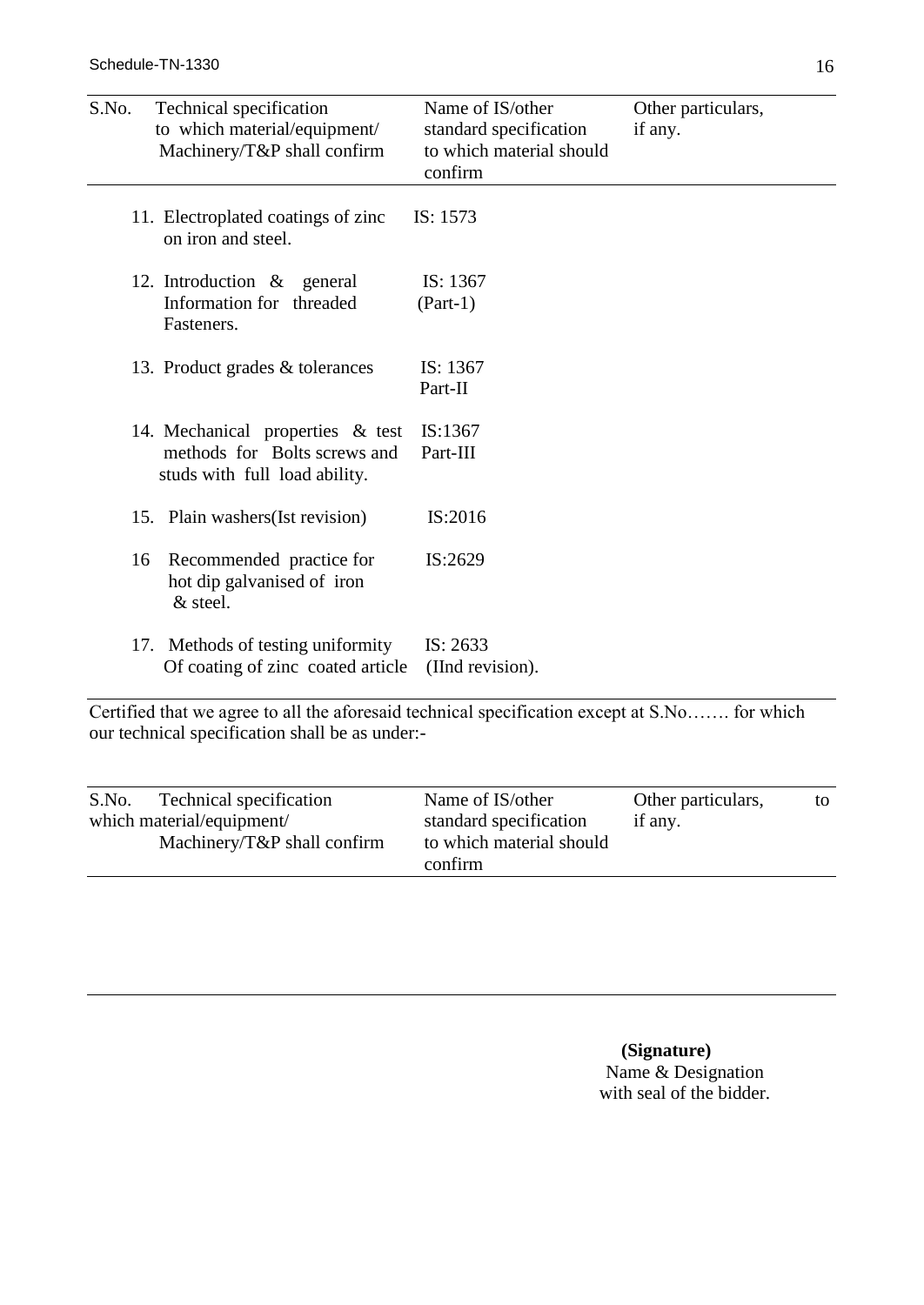| S.No. | Technical specification to which material/equipment/ Machinery/T&P shall confirm | Name of IS/other standard specification to which material should confirm | Other particulars, if any. |
|---|---|---|---|
| 11. | Electroplated coatings of zinc on iron and steel. | IS: 1573 | |
| 12. | Introduction & general Information for threaded Fasteners. | IS: 1367 (Part-1) | |
| 13. | Product grades & tolerances | IS: 1367 Part-II | |
| 14. | Mechanical properties & test methods for Bolts screws and studs with full load ability. | IS:1367 Part-III | |
| 15. | Plain washers(Ist revision) | IS:2016 | |
| 16 | Recommended practice for hot dip galvanised of iron & steel. | IS:2629 | |
| 17. | Methods of testing uniformity Of coating of zinc coated article | IS: 2633 (IInd revision). | |

Certified that we agree to all the aforesaid technical specification except at S.No……. for which our technical specification shall be as under:-

| S.No. | Technical specification to which material/equipment/ Machinery/T&P shall confirm | Name of IS/other standard specification to which material should confirm | Other particulars, if any. |
|---|---|---|---|
| | | | |

**(Signature)**
Name & Designation
with seal of the bidder.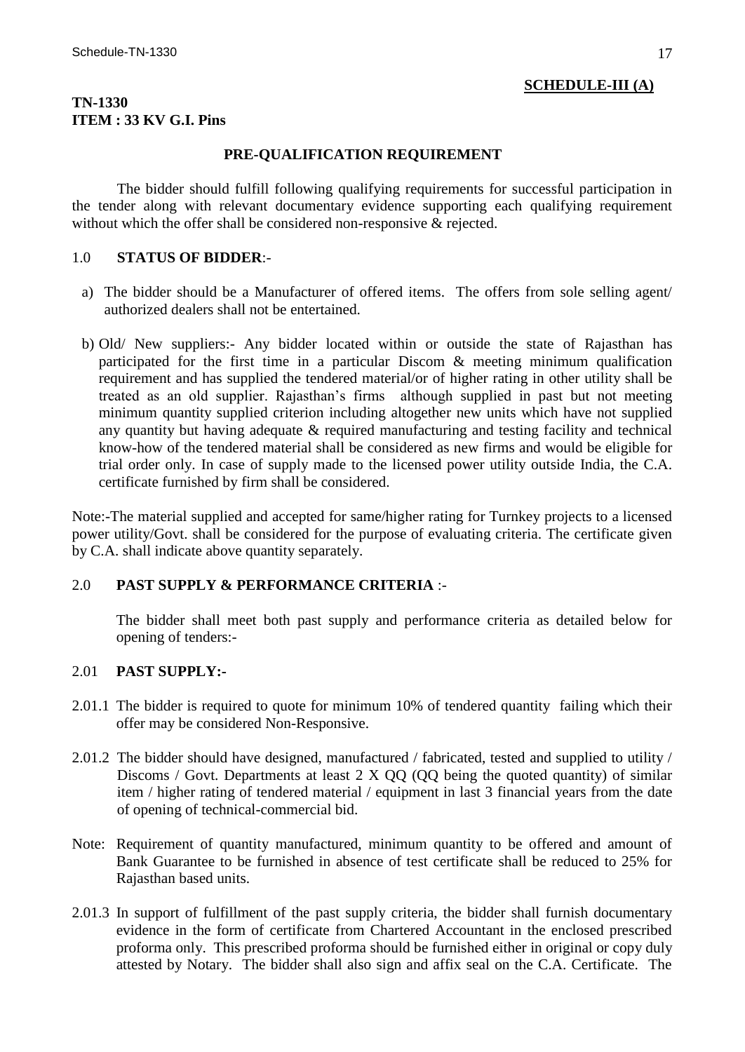**SCHEDULE-III (A)**

**TN-1330**
**ITEM : 33 KV G.I. Pins**

**PRE-QUALIFICATION REQUIREMENT**

The bidder should fulfill following qualifying requirements for successful participation in the tender along with relevant documentary evidence supporting each qualifying requirement without which the offer shall be considered non-responsive & rejected.

1.0 **STATUS OF BIDDER**:-

a) The bidder should be a Manufacturer of offered items. The offers from sole selling agent/ authorized dealers shall not be entertained.

b) Old/ New suppliers:- Any bidder located within or outside the state of Rajasthan has participated for the first time in a particular Discom & meeting minimum qualification requirement and has supplied the tendered material/or of higher rating in other utility shall be treated as an old supplier. Rajasthan's firms although supplied in past but not meeting minimum quantity supplied criterion including altogether new units which have not supplied any quantity but having adequate & required manufacturing and testing facility and technical know-how of the tendered material shall be considered as new firms and would be eligible for trial order only. In case of supply made to the licensed power utility outside India, the C.A. certificate furnished by firm shall be considered.

Note:-The material supplied and accepted for same/higher rating for Turnkey projects to a licensed power utility/Govt. shall be considered for the purpose of evaluating criteria. The certificate given by C.A. shall indicate above quantity separately.

2.0 **PAST SUPPLY & PERFORMANCE CRITERIA** :-

The bidder shall meet both past supply and performance criteria as detailed below for opening of tenders:-

2.01 **PAST SUPPLY:-**

2.01.1 The bidder is required to quote for minimum 10% of tendered quantity failing which their offer may be considered Non-Responsive.

2.01.2 The bidder should have designed, manufactured / fabricated, tested and supplied to utility / Discoms / Govt. Departments at least 2 X QQ (QQ being the quoted quantity) of similar item / higher rating of tendered material / equipment in last 3 financial years from the date of opening of technical-commercial bid.

Note: Requirement of quantity manufactured, minimum quantity to be offered and amount of Bank Guarantee to be furnished in absence of test certificate shall be reduced to 25% for Rajasthan based units.

2.01.3 In support of fulfillment of the past supply criteria, the bidder shall furnish documentary evidence in the form of certificate from Chartered Accountant in the enclosed prescribed proforma only. This prescribed proforma should be furnished either in original or copy duly attested by Notary. The bidder shall also sign and affix seal on the C.A. Certificate. The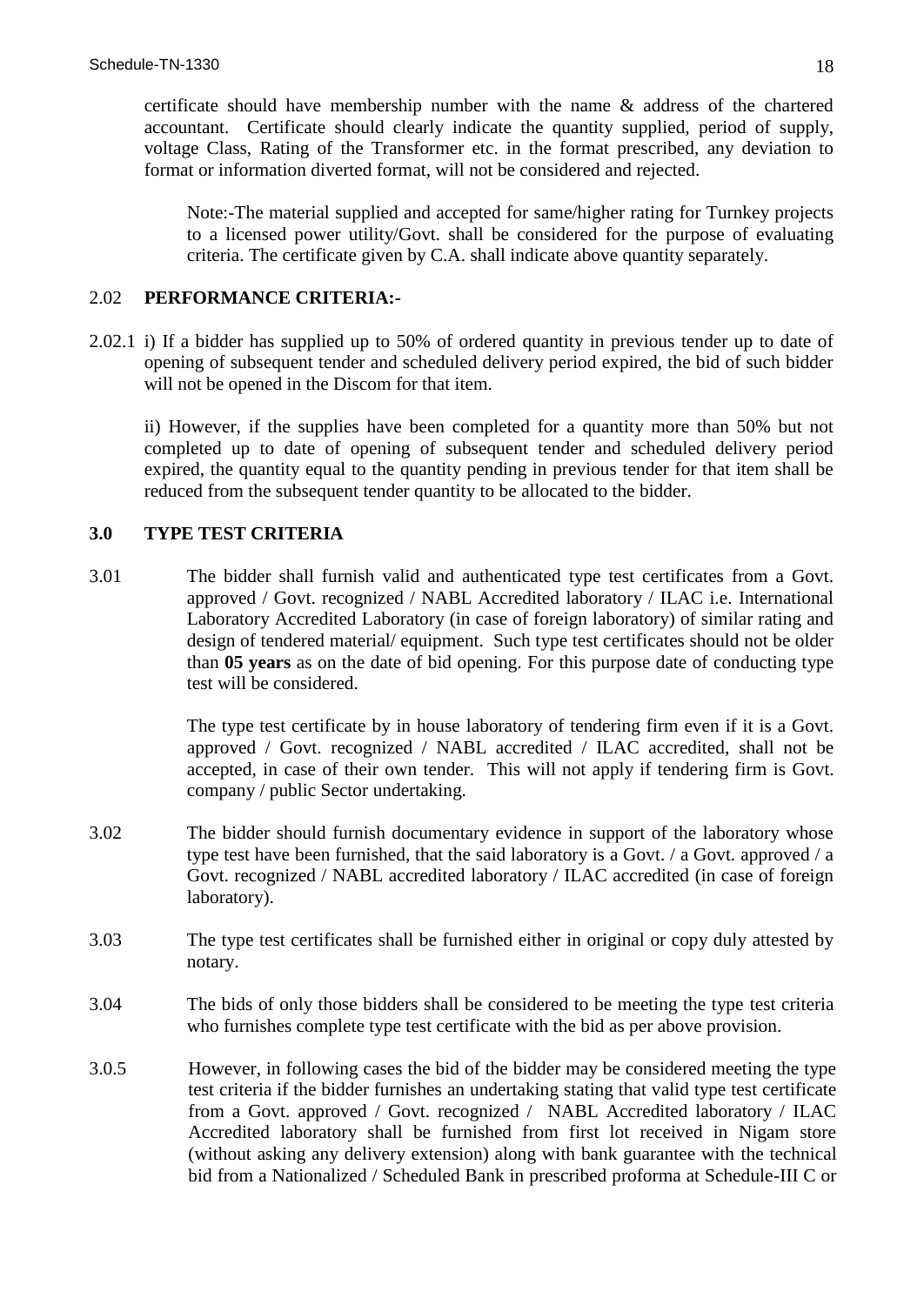certificate should have membership number with the name & address of the chartered accountant. Certificate should clearly indicate the quantity supplied, period of supply, voltage Class, Rating of the Transformer etc. in the format prescribed, any deviation to format or information diverted format, will not be considered and rejected.

Note:-The material supplied and accepted for same/higher rating for Turnkey projects to a licensed power utility/Govt. shall be considered for the purpose of evaluating criteria. The certificate given by C.A. shall indicate above quantity separately.

2.02 **PERFORMANCE CRITERIA:-**

2.02.1 i) If a bidder has supplied up to 50% of ordered quantity in previous tender up to date of opening of subsequent tender and scheduled delivery period expired, the bid of such bidder will not be opened in the Discom for that item.

ii) However, if the supplies have been completed for a quantity more than 50% but not completed up to date of opening of subsequent tender and scheduled delivery period expired, the quantity equal to the quantity pending in previous tender for that item shall be reduced from the subsequent tender quantity to be allocated to the bidder.

**3.0 TYPE TEST CRITERIA**

3.01 The bidder shall furnish valid and authenticated type test certificates from a Govt. approved / Govt. recognized / NABL Accredited laboratory / ILAC i.e. International Laboratory Accredited Laboratory (in case of foreign laboratory) of similar rating and design of tendered material/ equipment. Such type test certificates should not be older than **05 years** as on the date of bid opening. For this purpose date of conducting type test will be considered.

The type test certificate by in house laboratory of tendering firm even if it is a Govt. approved / Govt. recognized / NABL accredited / ILAC accredited, shall not be accepted, in case of their own tender. This will not apply if tendering firm is Govt. company / public Sector undertaking.

3.02 The bidder should furnish documentary evidence in support of the laboratory whose type test have been furnished, that the said laboratory is a Govt. / a Govt. approved / a Govt. recognized / NABL accredited laboratory / ILAC accredited (in case of foreign laboratory).

3.03 The type test certificates shall be furnished either in original or copy duly attested by notary.

3.04 The bids of only those bidders shall be considered to be meeting the type test criteria who furnishes complete type test certificate with the bid as per above provision.

3.0.5 However, in following cases the bid of the bidder may be considered meeting the type test criteria if the bidder furnishes an undertaking stating that valid type test certificate from a Govt. approved / Govt. recognized / NABL Accredited laboratory / ILAC Accredited laboratory shall be furnished from first lot received in Nigam store (without asking any delivery extension) along with bank guarantee with the technical bid from a Nationalized / Scheduled Bank in prescribed proforma at Schedule-III C or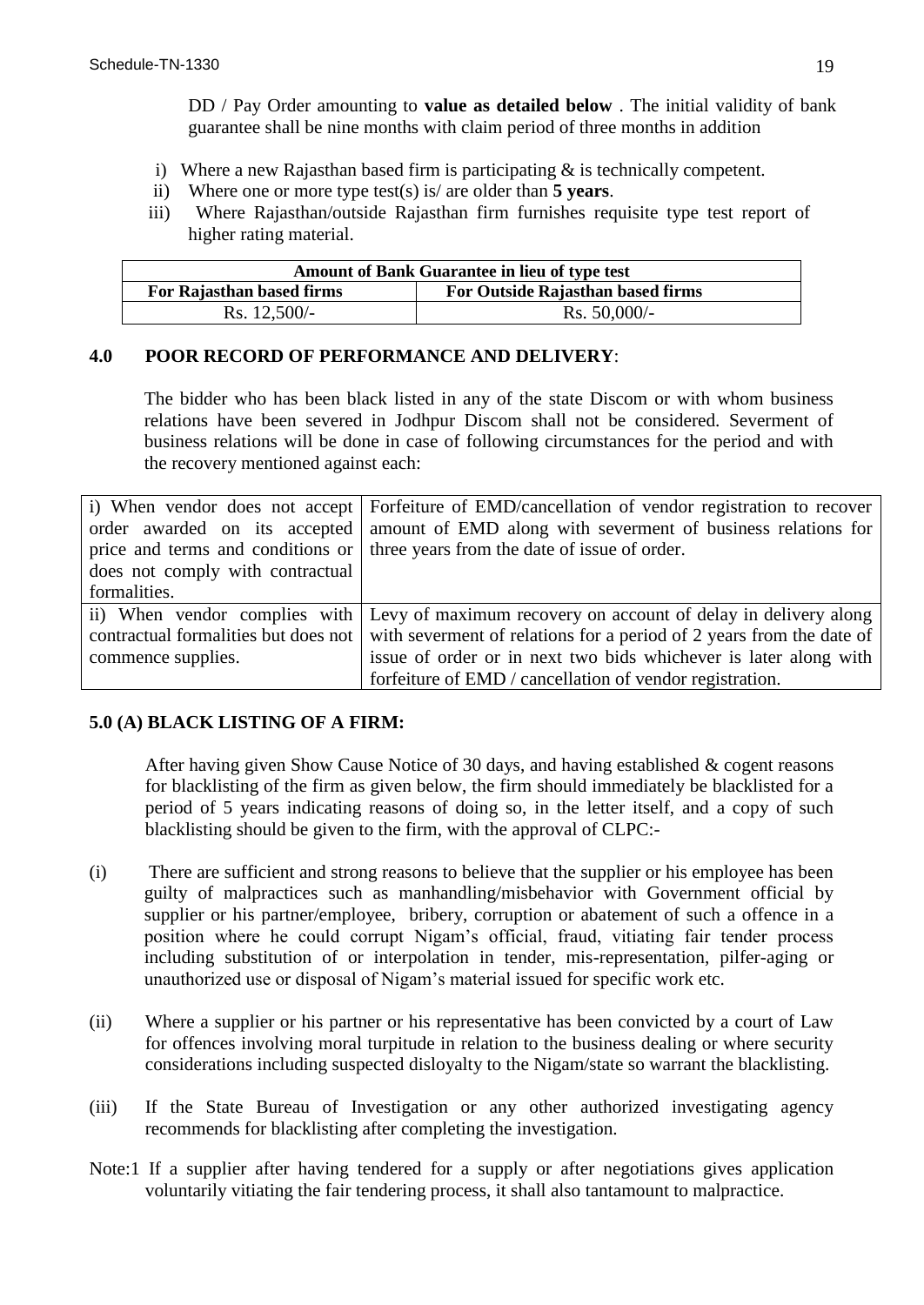DD / Pay Order amounting to **value as detailed below** . The initial validity of bank guarantee shall be nine months with claim period of three months in addition

i) Where a new Rajasthan based firm is participating & is technically competent.
ii) Where one or more type test(s) is/ are older than **5 years**.
iii) Where Rajasthan/outside Rajasthan firm furnishes requisite type test report of higher rating material.

| **Amount of Bank Guarantee in lieu of type test** | |
|---|---|
| **For Rajasthan based firms** | **For Outside Rajasthan based firms** |
| Rs. 12,500/- | Rs. 50,000/- |

## 4.0 POOR RECORD OF PERFORMANCE AND DELIVERY:

The bidder who has been black listed in any of the state Discom or with whom business relations have been severed in Jodhpur Discom shall not be considered. Severment of business relations will be done in case of following circumstances for the period and with the recovery mentioned against each:

| | |
|---|---|
| i) When vendor does not accept order awarded on its accepted price and terms and conditions or does not comply with contractual formalities. | Forfeiture of EMD/cancellation of vendor registration to recover amount of EMD along with severment of business relations for three years from the date of issue of order. |
| ii) When vendor complies with contractual formalities but does not commence supplies. | Levy of maximum recovery on account of delay in delivery along with severment of relations for a period of 2 years from the date of issue of order or in next two bids whichever is later along with forfeiture of EMD / cancellation of vendor registration. |

## 5.0 (A) BLACK LISTING OF A FIRM:

After having given Show Cause Notice of 30 days, and having established & cogent reasons for blacklisting of the firm as given below, the firm should immediately be blacklisted for a period of 5 years indicating reasons of doing so, in the letter itself, and a copy of such blacklisting should be given to the firm, with the approval of CLPC:-

(i) There are sufficient and strong reasons to believe that the supplier or his employee has been guilty of malpractices such as manhandling/misbehavior with Government official by supplier or his partner/employee, bribery, corruption or abatement of such a offence in a position where he could corrupt Nigam's official, fraud, vitiating fair tender process including substitution of or interpolation in tender, mis-representation, pilfer-aging or unauthorized use or disposal of Nigam's material issued for specific work etc.

(ii) Where a supplier or his partner or his representative has been convicted by a court of Law for offences involving moral turpitude in relation to the business dealing or where security considerations including suspected disloyalty to the Nigam/state so warrant the blacklisting.

(iii) If the State Bureau of Investigation or any other authorized investigating agency recommends for blacklisting after completing the investigation.

Note:1 If a supplier after having tendered for a supply or after negotiations gives application voluntarily vitiating the fair tendering process, it shall also tantamount to malpractice.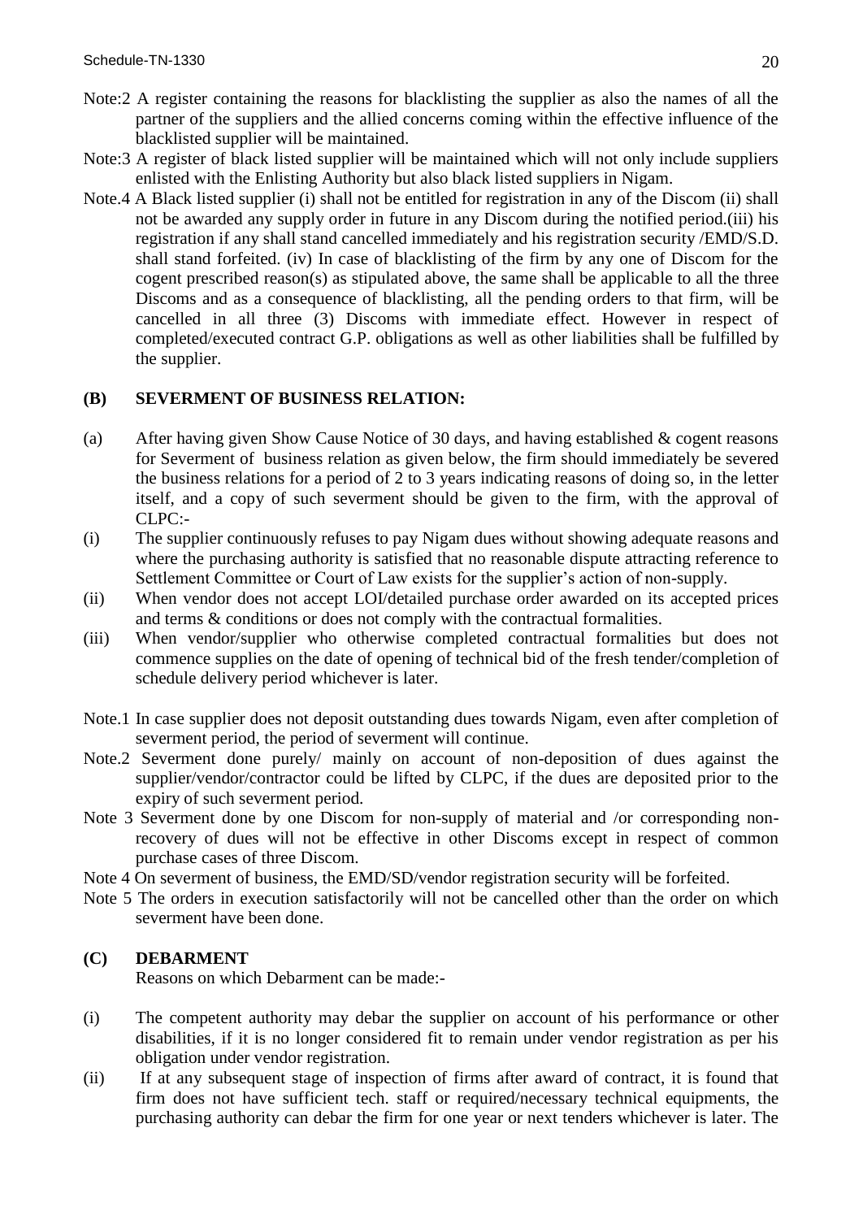Note:2 A register containing the reasons for blacklisting the supplier as also the names of all the partner of the suppliers and the allied concerns coming within the effective influence of the blacklisted supplier will be maintained.

Note:3 A register of black listed supplier will be maintained which will not only include suppliers enlisted with the Enlisting Authority but also black listed suppliers in Nigam.

Note.4 A Black listed supplier (i) shall not be entitled for registration in any of the Discom (ii) shall not be awarded any supply order in future in any Discom during the notified period.(iii) his registration if any shall stand cancelled immediately and his registration security /EMD/S.D. shall stand forfeited. (iv) In case of blacklisting of the firm by any one of Discom for the cogent prescribed reason(s) as stipulated above, the same shall be applicable to all the three Discoms and as a consequence of blacklisting, all the pending orders to that firm, will be cancelled in all three (3) Discoms with immediate effect. However in respect of completed/executed contract G.P. obligations as well as other liabilities shall be fulfilled by the supplier.

## (B) SEVERMENT OF BUSINESS RELATION:

(a) After having given Show Cause Notice of 30 days, and having established & cogent reasons for Severment of business relation as given below, the firm should immediately be severed the business relations for a period of 2 to 3 years indicating reasons of doing so, in the letter itself, and a copy of such severment should be given to the firm, with the approval of CLPC:-

(i) The supplier continuously refuses to pay Nigam dues without showing adequate reasons and where the purchasing authority is satisfied that no reasonable dispute attracting reference to Settlement Committee or Court of Law exists for the supplier's action of non-supply.

(ii) When vendor does not accept LOI/detailed purchase order awarded on its accepted prices and terms & conditions or does not comply with the contractual formalities.

(iii) When vendor/supplier who otherwise completed contractual formalities but does not commence supplies on the date of opening of technical bid of the fresh tender/completion of schedule delivery period whichever is later.

Note.1 In case supplier does not deposit outstanding dues towards Nigam, even after completion of severment period, the period of severment will continue.

Note.2 Severment done purely/ mainly on account of non-deposition of dues against the supplier/vendor/contractor could be lifted by CLPC, if the dues are deposited prior to the expiry of such severment period.

Note 3 Severment done by one Discom for non-supply of material and /or corresponding non-recovery of dues will not be effective in other Discoms except in respect of common purchase cases of three Discom.

Note 4 On severment of business, the EMD/SD/vendor registration security will be forfeited.

Note 5 The orders in execution satisfactorily will not be cancelled other than the order on which severment have been done.

## (C) DEBARMENT

Reasons on which Debarment can be made:-

(i) The competent authority may debar the supplier on account of his performance or other disabilities, if it is no longer considered fit to remain under vendor registration as per his obligation under vendor registration.

(ii) If at any subsequent stage of inspection of firms after award of contract, it is found that firm does not have sufficient tech. staff or required/necessary technical equipments, the purchasing authority can debar the firm for one year or next tenders whichever is later. The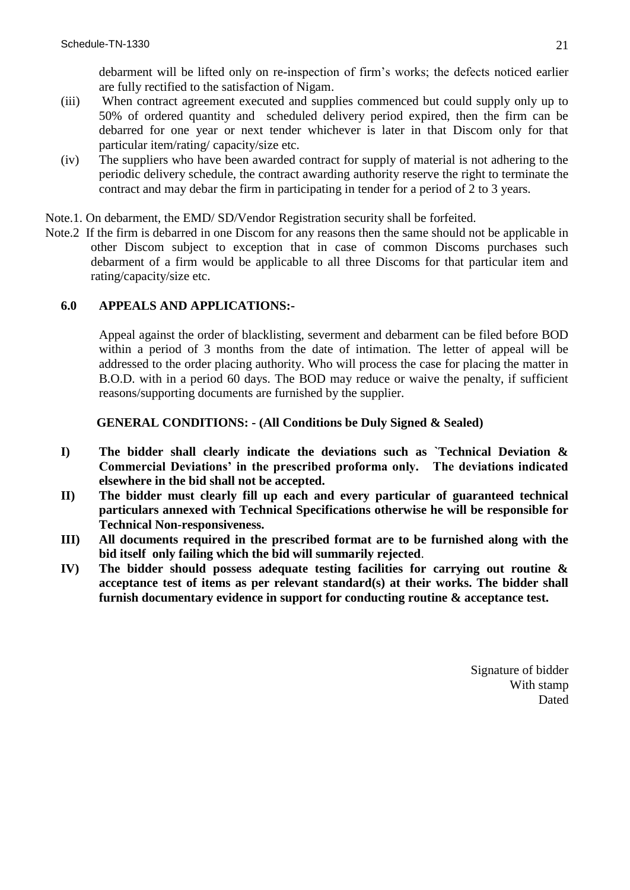debarment will be lifted only on re-inspection of firm's works; the defects noticed earlier are fully rectified to the satisfaction of Nigam.

(iii) When contract agreement executed and supplies commenced but could supply only up to 50% of ordered quantity and scheduled delivery period expired, then the firm can be debarred for one year or next tender whichever is later in that Discom only for that particular item/rating/ capacity/size etc.

(iv) The suppliers who have been awarded contract for supply of material is not adhering to the periodic delivery schedule, the contract awarding authority reserve the right to terminate the contract and may debar the firm in participating in tender for a period of 2 to 3 years.

Note.1. On debarment, the EMD/ SD/Vendor Registration security shall be forfeited.

Note.2 If the firm is debarred in one Discom for any reasons then the same should not be applicable in other Discom subject to exception that in case of common Discoms purchases such debarment of a firm would be applicable to all three Discoms for that particular item and rating/capacity/size etc.

## 6.0 APPEALS AND APPLICATIONS:-

Appeal against the order of blacklisting, severment and debarment can be filed before BOD within a period of 3 months from the date of intimation. The letter of appeal will be addressed to the order placing authority. Who will process the case for placing the matter in B.O.D. with in a period 60 days. The BOD may reduce or waive the penalty, if sufficient reasons/supporting documents are furnished by the supplier.

### GENERAL CONDITIONS: - (All Conditions be Duly Signed & Sealed)

**I) The bidder shall clearly indicate the deviations such as `Technical Deviation & Commercial Deviations' in the prescribed proforma only. The deviations indicated elsewhere in the bid shall not be accepted.**

**II) The bidder must clearly fill up each and every particular of guaranteed technical particulars annexed with Technical Specifications otherwise he will be responsible for Technical Non-responsiveness.**

**III) All documents required in the prescribed format are to be furnished along with the bid itself only failing which the bid will summarily rejected**.

**IV) The bidder should possess adequate testing facilities for carrying out routine & acceptance test of items as per relevant standard(s) at their works. The bidder shall furnish documentary evidence in support for conducting routine & acceptance test.**

Signature of bidder
With stamp
Dated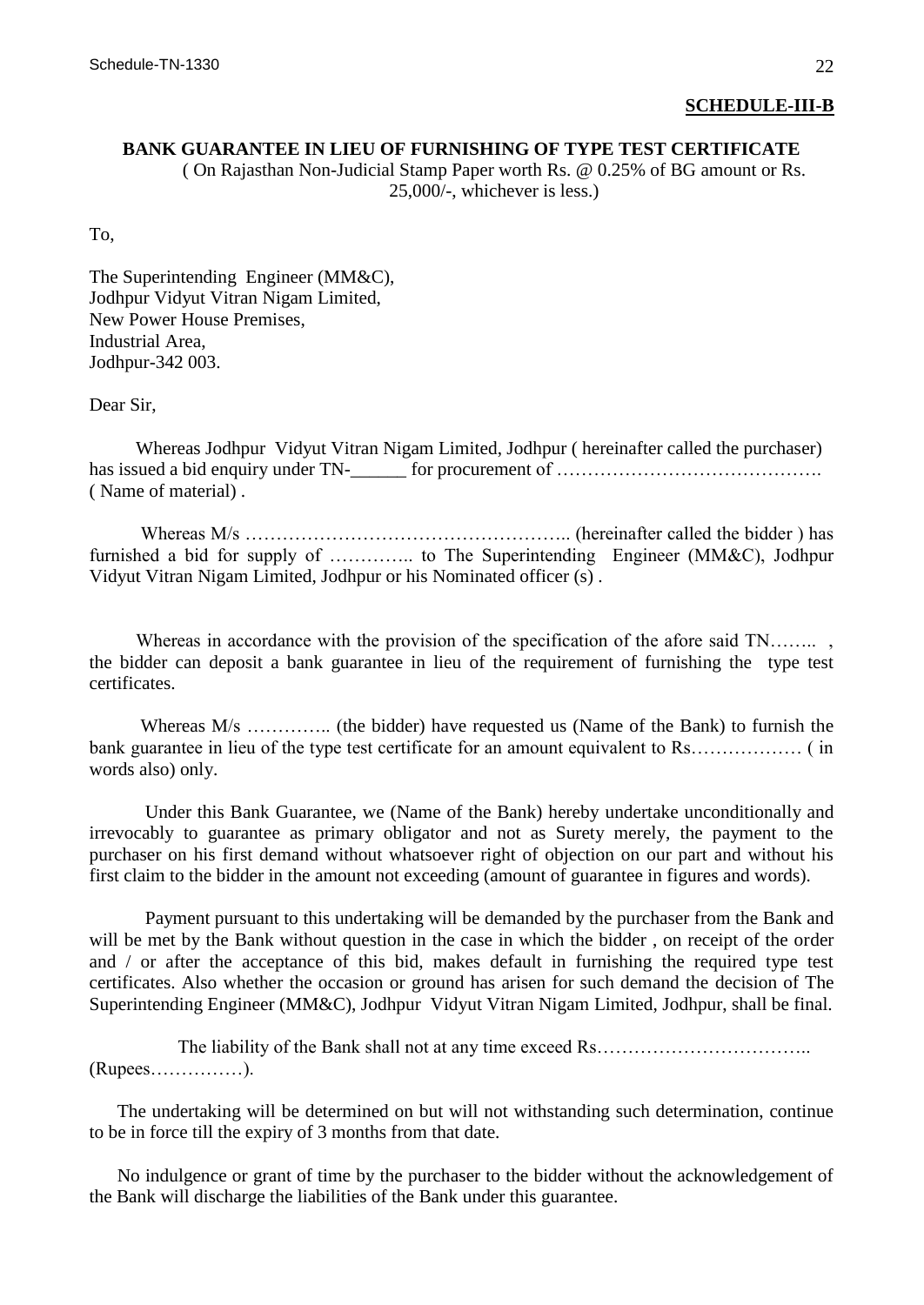**SCHEDULE-III-B**

**BANK GUARANTEE IN LIEU OF FURNISHING OF TYPE TEST CERTIFICATE**

( On Rajasthan Non-Judicial Stamp Paper worth Rs. @ 0.25% of BG amount or Rs. 25,000/-, whichever is less.)

To,

The Superintending Engineer (MM&C),
Jodhpur Vidyut Vitran Nigam Limited,
New Power House Premises,
Industrial Area,
Jodhpur-342 003.

Dear Sir,

Whereas Jodhpur Vidyut Vitran Nigam Limited, Jodhpur ( hereinafter called the purchaser) has issued a bid enquiry under TN-______ for procurement of ……………………………………. ( Name of material) .

Whereas M/s …………………………………………….. (hereinafter called the bidder ) has furnished a bid for supply of ………….. to The Superintending Engineer (MM&C), Jodhpur Vidyut Vitran Nigam Limited, Jodhpur or his Nominated officer (s) .

Whereas in accordance with the provision of the specification of the afore said TN…….. , the bidder can deposit a bank guarantee in lieu of the requirement of furnishing the type test certificates.

Whereas M/s ………….. (the bidder) have requested us (Name of the Bank) to furnish the bank guarantee in lieu of the type test certificate for an amount equivalent to Rs……………… ( in words also) only.

Under this Bank Guarantee, we (Name of the Bank) hereby undertake unconditionally and irrevocably to guarantee as primary obligator and not as Surety merely, the payment to the purchaser on his first demand without whatsoever right of objection on our part and without his first claim to the bidder in the amount not exceeding (amount of guarantee in figures and words).

Payment pursuant to this undertaking will be demanded by the purchaser from the Bank and will be met by the Bank without question in the case in which the bidder , on receipt of the order and / or after the acceptance of this bid, makes default in furnishing the required type test certificates. Also whether the occasion or ground has arisen for such demand the decision of The Superintending Engineer (MM&C), Jodhpur Vidyut Vitran Nigam Limited, Jodhpur, shall be final.

The liability of the Bank shall not at any time exceed Rs…………………………….. (Rupees……………).

The undertaking will be determined on but will not withstanding such determination, continue to be in force till the expiry of 3 months from that date.

No indulgence or grant of time by the purchaser to the bidder without the acknowledgement of the Bank will discharge the liabilities of the Bank under this guarantee.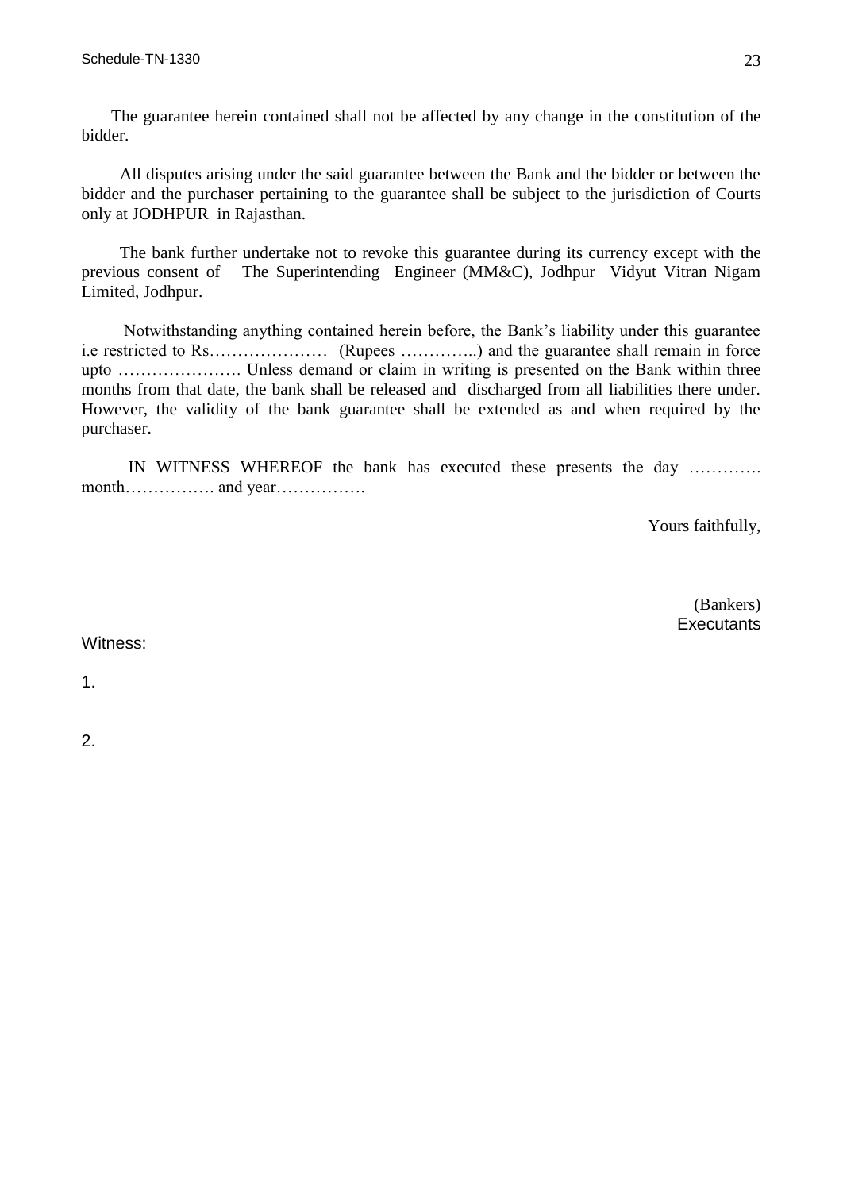The guarantee herein contained shall not be affected by any change in the constitution of the bidder.

All disputes arising under the said guarantee between the Bank and the bidder or between the bidder and the purchaser pertaining to the guarantee shall be subject to the jurisdiction of Courts only at JODHPUR in Rajasthan.

The bank further undertake not to revoke this guarantee during its currency except with the previous consent of The Superintending Engineer (MM&C), Jodhpur Vidyut Vitran Nigam Limited, Jodhpur.

Notwithstanding anything contained herein before, the Bank's liability under this guarantee i.e restricted to Rs………………… (Rupees …………..) and the guarantee shall remain in force upto …………………. Unless demand or claim in writing is presented on the Bank within three months from that date, the bank shall be released and discharged from all liabilities there under. However, the validity of the bank guarantee shall be extended as and when required by the purchaser.

IN WITNESS WHEREOF the bank has executed these presents the day …………. month……………. and year…………….

Yours faithfully,

(Bankers)
Executants

Witness:

1.

2.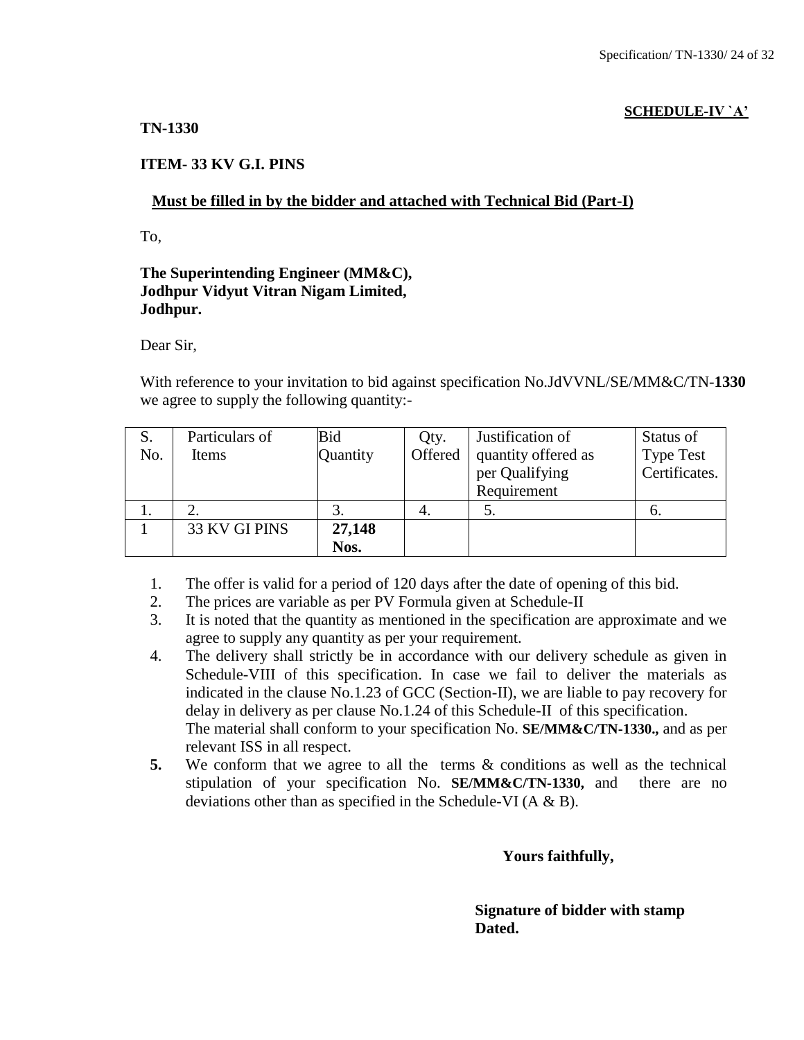**SCHEDULE-IV `A'**

**TN-1330**

**ITEM- 33 KV G.I. PINS**

**Must be filled in by the bidder and attached with Technical Bid (Part-I)**

To,

**The Superintending Engineer (MM&C),**
**Jodhpur Vidyut Vitran Nigam Limited,**
**Jodhpur.**

Dear Sir,

With reference to your invitation to bid against specification No.JdVVNL/SE/MM&C/TN-**1330** we agree to supply the following quantity:-

| S. No. | Particulars of Items | Bid Quantity | Qty. Offered | Justification of quantity offered as per Qualifying Requirement | Status of Type Test Certificates. |
|---|---|---|---|---|---|
| 1. | 2. | 3. | 4. | 5. | 6. |
| 1 | 33 KV GI PINS | **27,148 Nos.** | | | |

1. The offer is valid for a period of 120 days after the date of opening of this bid.
2. The prices are variable as per PV Formula given at Schedule-II
3. It is noted that the quantity as mentioned in the specification are approximate and we agree to supply any quantity as per your requirement.
4. The delivery shall strictly be in accordance with our delivery schedule as given in Schedule-VIII of this specification. In case we fail to deliver the materials as indicated in the clause No.1.23 of GCC (Section-II), we are liable to pay recovery for delay in delivery as per clause No.1.24 of this Schedule-II of this specification.
   The material shall conform to your specification No. **SE/MM&C/TN-1330.,** and as per relevant ISS in all respect.
5. We conform that we agree to all the terms & conditions as well as the technical stipulation of your specification No. **SE/MM&C/TN-1330,** and there are no deviations other than as specified in the Schedule-VI (A & B).

**Yours faithfully,**

**Signature of bidder with stamp**
**Dated.**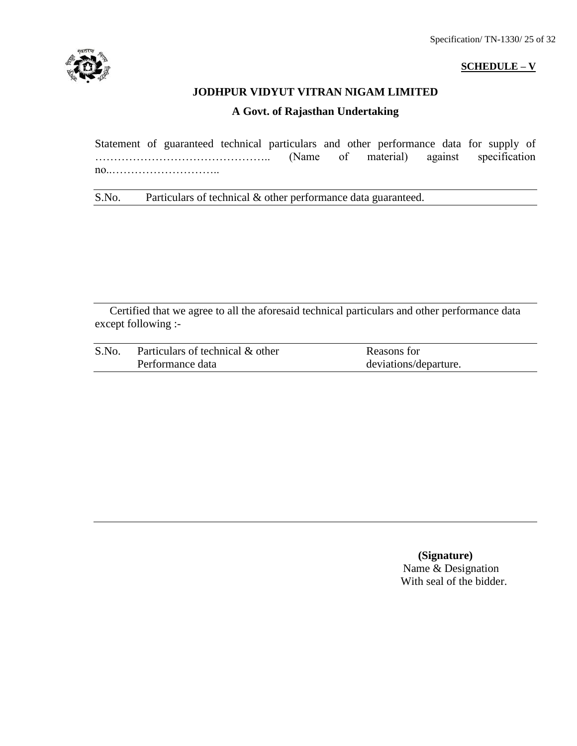**SCHEDULE – V**

**JODHPUR VIDYUT VITRAN NIGAM LIMITED**

**A Govt. of Rajasthan Undertaking**

Statement of guaranteed technical particulars and other performance data for supply of ……………………………………….. (Name of material) against specification no..………………………..

| S.No. | Particulars of technical & other performance data guaranteed. |
|---|---|
| | |

Certified that we agree to all the aforesaid technical particulars and other performance data except following :-

| S.No. | Particulars of technical & other Performance data | Reasons for deviations/departure. |
|---|---|---|
| | | |

**(Signature)**
Name & Designation
With seal of the bidder.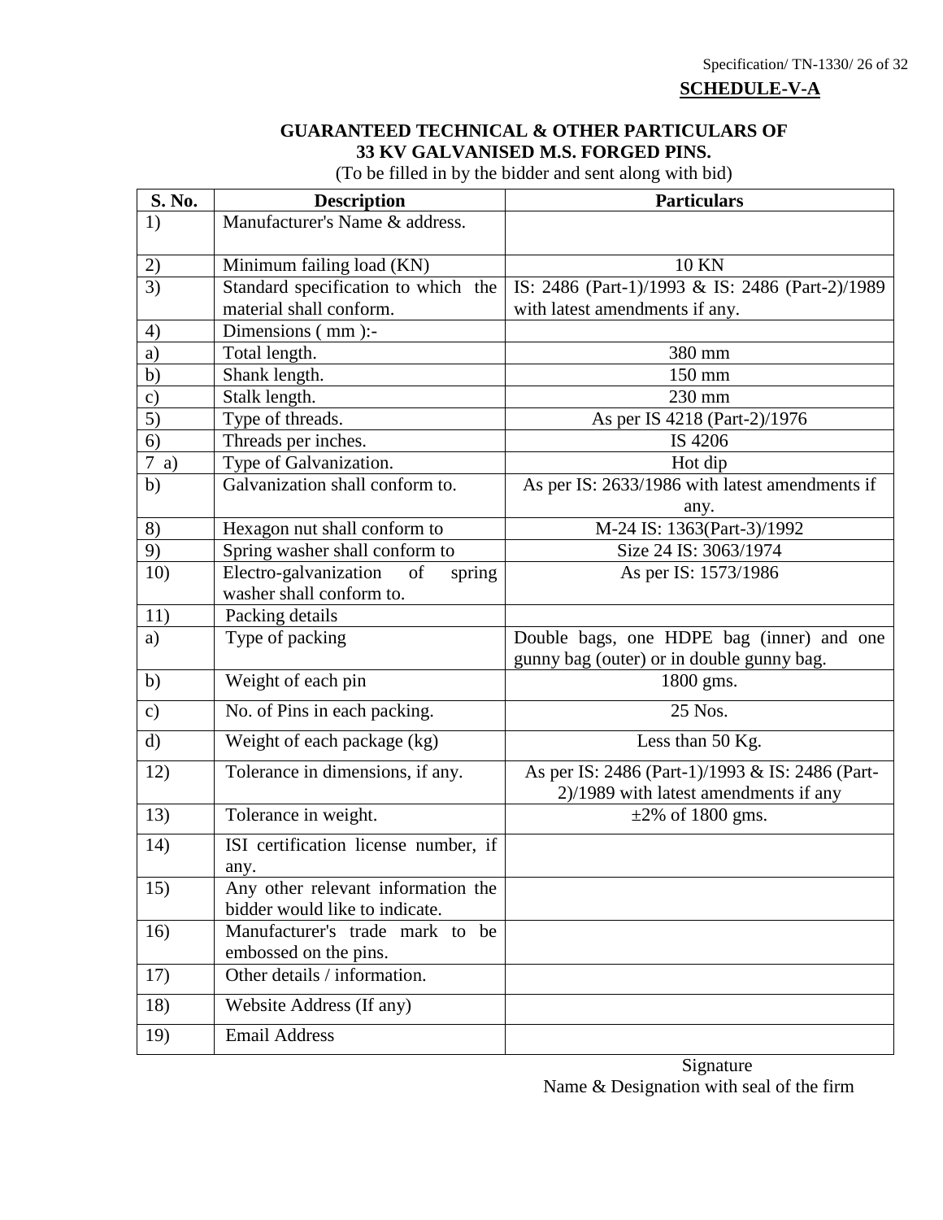**SCHEDULE-V-A**

**GUARANTEED TECHNICAL & OTHER PARTICULARS OF 33 KV GALVANISED M.S. FORGED PINS.**

(To be filled in by the bidder and sent along with bid)

| S. No. | Description | Particulars |
|---|---|---|
| 1) | Manufacturer's Name & address. | |
| 2) | Minimum failing load (KN) | 10 KN |
| 3) | Standard specification to which the material shall conform. | IS: 2486 (Part-1)/1993 & IS: 2486 (Part-2)/1989 with latest amendments if any. |
| 4) | Dimensions ( mm ):- | |
| a) | Total length. | 380 mm |
| b) | Shank length. | 150 mm |
| c) | Stalk length. | 230 mm |
| 5) | Type of threads. | As per IS 4218 (Part-2)/1976 |
| 6) | Threads per inches. | IS 4206 |
| 7 a) | Type of Galvanization. | Hot dip |
| b) | Galvanization shall conform to. | As per IS: 2633/1986 with latest amendments if any. |
| 8) | Hexagon nut shall conform to | M-24 IS: 1363(Part-3)/1992 |
| 9) | Spring washer shall conform to | Size 24 IS: 3063/1974 |
| 10) | Electro-galvanization of spring washer shall conform to. | As per IS: 1573/1986 |
| 11) | Packing details | |
| a) | Type of packing | Double bags, one HDPE bag (inner) and one gunny bag (outer) or in double gunny bag. |
| b) | Weight of each pin | 1800 gms. |
| c) | No. of Pins in each packing. | 25 Nos. |
| d) | Weight of each package (kg) | Less than 50 Kg. |
| 12) | Tolerance in dimensions, if any. | As per IS: 2486 (Part-1)/1993 & IS: 2486 (Part-2)/1989 with latest amendments if any |
| 13) | Tolerance in weight. | ±2% of 1800 gms. |
| 14) | ISI certification license number, if any. | |
| 15) | Any other relevant information the bidder would like to indicate. | |
| 16) | Manufacturer's trade mark to be embossed on the pins. | |
| 17) | Other details / information. | |
| 18) | Website Address (If any) | |
| 19) | Email Address | |

Signature

Name & Designation with seal of the firm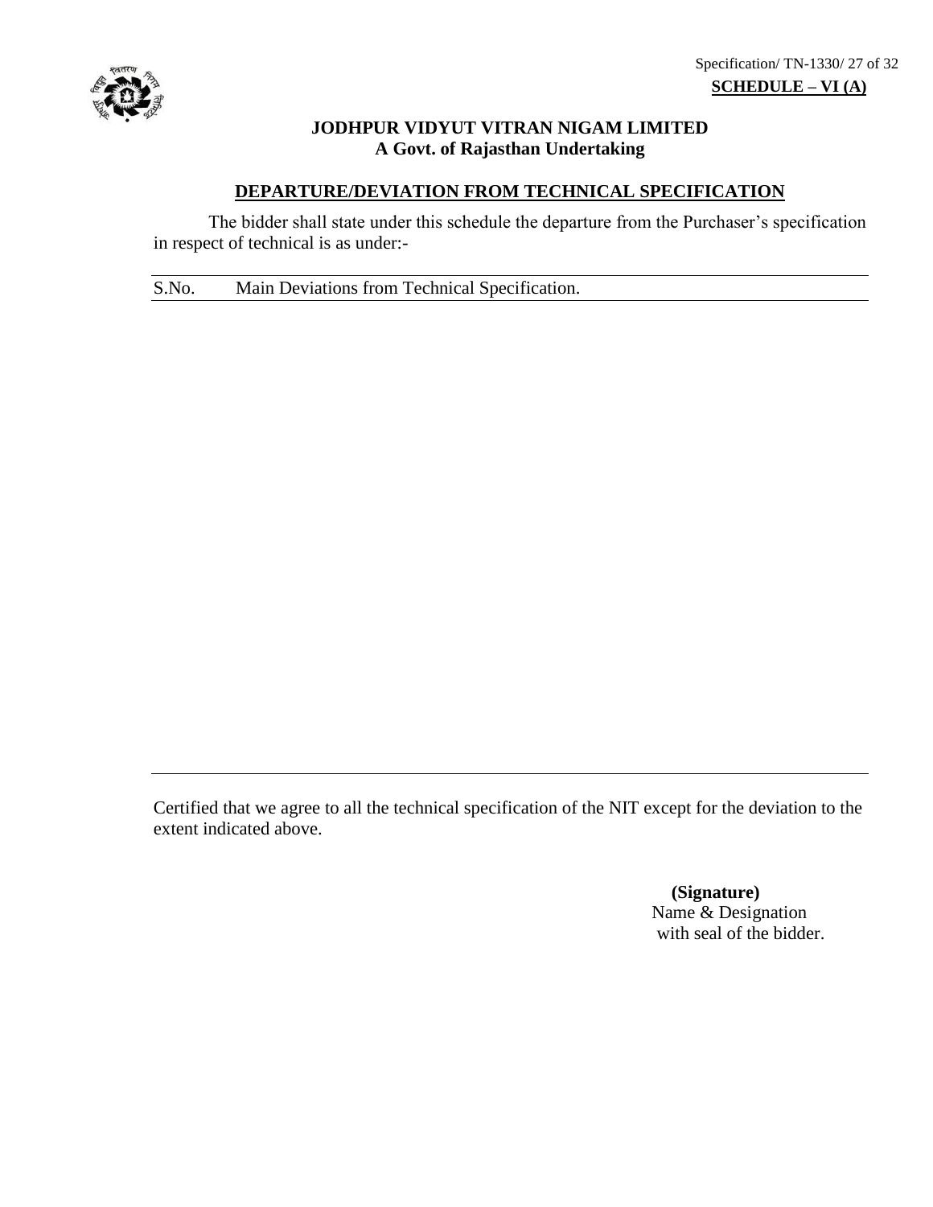**SCHEDULE – VI (A)**

**JODHPUR VIDYUT VITRAN NIGAM LIMITED**
**A Govt. of Rajasthan Undertaking**

## DEPARTURE/DEVIATION FROM TECHNICAL SPECIFICATION

The bidder shall state under this schedule the departure from the Purchaser's specification in respect of technical is as under:-

| S.No. | Main Deviations from Technical Specification. |
|---|---|
| | |

Certified that we agree to all the technical specification of the NIT except for the deviation to the extent indicated above.

**(Signature)**
Name & Designation
with seal of the bidder.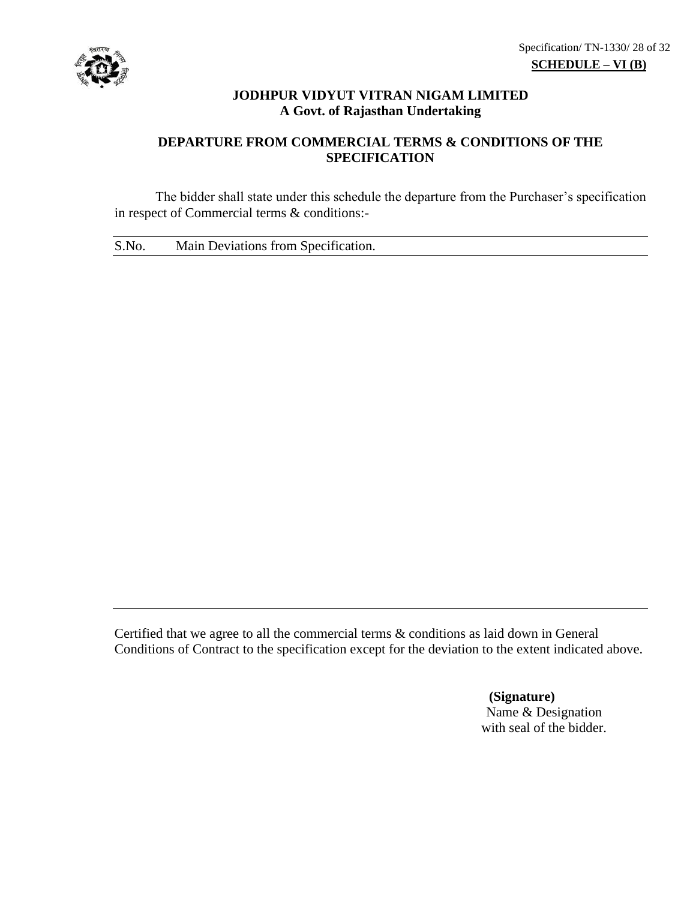**SCHEDULE – VI (B)**

**JODHPUR VIDYUT VITRAN NIGAM LIMITED**
**A Govt. of Rajasthan Undertaking**

**DEPARTURE FROM COMMERCIAL TERMS & CONDITIONS OF THE SPECIFICATION**

The bidder shall state under this schedule the departure from the Purchaser's specification in respect of Commercial terms & conditions:-

| S.No. | Main Deviations from Specification. |
|---|---|
| | |

Certified that we agree to all the commercial terms & conditions as laid down in General Conditions of Contract to the specification except for the deviation to the extent indicated above.

**(Signature)**
Name & Designation
with seal of the bidder.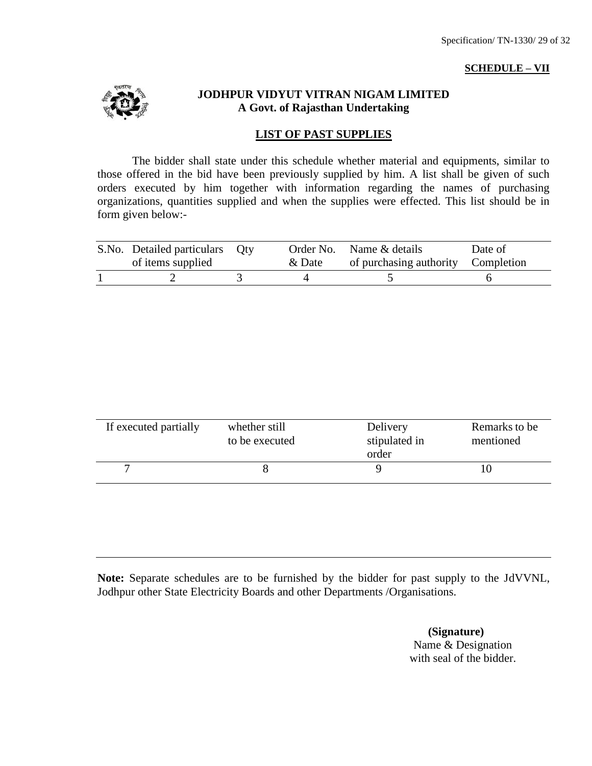**SCHEDULE – VII**

**JODHPUR VIDYUT VITRAN NIGAM LIMITED**
**A Govt. of Rajasthan Undertaking**

## LIST OF PAST SUPPLIES

The bidder shall state under this schedule whether material and equipments, similar to those offered in the bid have been previously supplied by him. A list shall be given of such orders executed by him together with information regarding the names of purchasing organizations, quantities supplied and when the supplies were effected. This list should be in form given below:-

| S.No. | Detailed particulars of items supplied | Qty | Order No. & Date | Name & details of purchasing authority | Date of Completion |
|---|---|---|---|---|---|
| 1 | 2 | 3 | 4 | 5 | 6 |

| If executed partially | whether still to be executed | Delivery stipulated in order | Remarks to be mentioned |
|---|---|---|---|
| 7 | 8 | 9 | 10 |

**Note:** Separate schedules are to be furnished by the bidder for past supply to the JdVVNL, Jodhpur other State Electricity Boards and other Departments /Organisations.

**(Signature)**
Name & Designation
with seal of the bidder.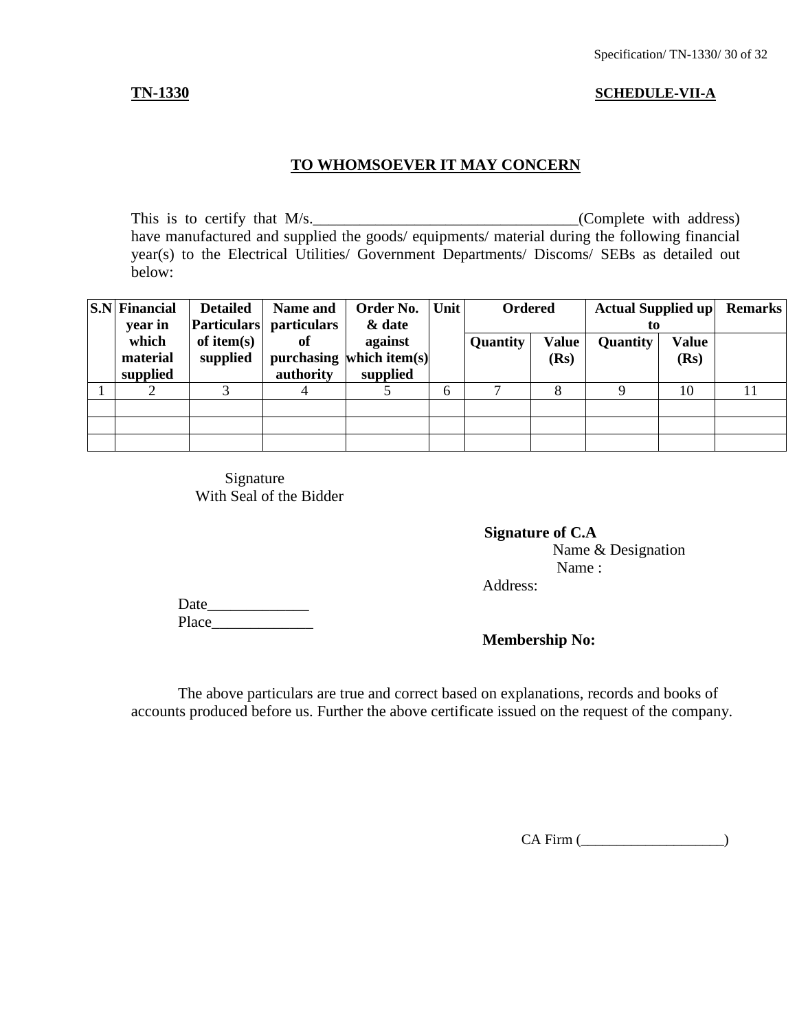**TN-1330** **SCHEDULE-VII-A**

## TO WHOMSOEVER IT MAY CONCERN

This is to certify that M/s.__________________________________(Complete with address) have manufactured and supplied the goods/ equipments/ material during the following financial year(s) to the Electrical Utilities/ Government Departments/ Discoms/ SEBs as detailed out below:

| S.N | Financial year in which material supplied | Detailed Particulars of item(s) supplied | Name and particulars of purchasing authority | Order No. & date against which item(s) supplied | Unit | Ordered | | Actual Supplied up to | | Remarks |
|---|---|---|---|---|---|---|---|---|---|---|
| | | | | | | Quantity | Value (Rs) | Quantity | Value (Rs) | |
| 1 | 2 | 3 | 4 | 5 | 6 | 7 | 8 | 9 | 10 | 11 |
| | | | | | | | | | | |
| | | | | | | | | | | |
| | | | | | | | | | | |

Signature
With Seal of the Bidder

**Signature of C.A**
Name & Designation
Name :
Address:

Date_____________
Place_____________

**Membership No:**

The above particulars are true and correct based on explanations, records and books of accounts produced before us. Further the above certificate issued on the request of the company.

CA Firm (____________________)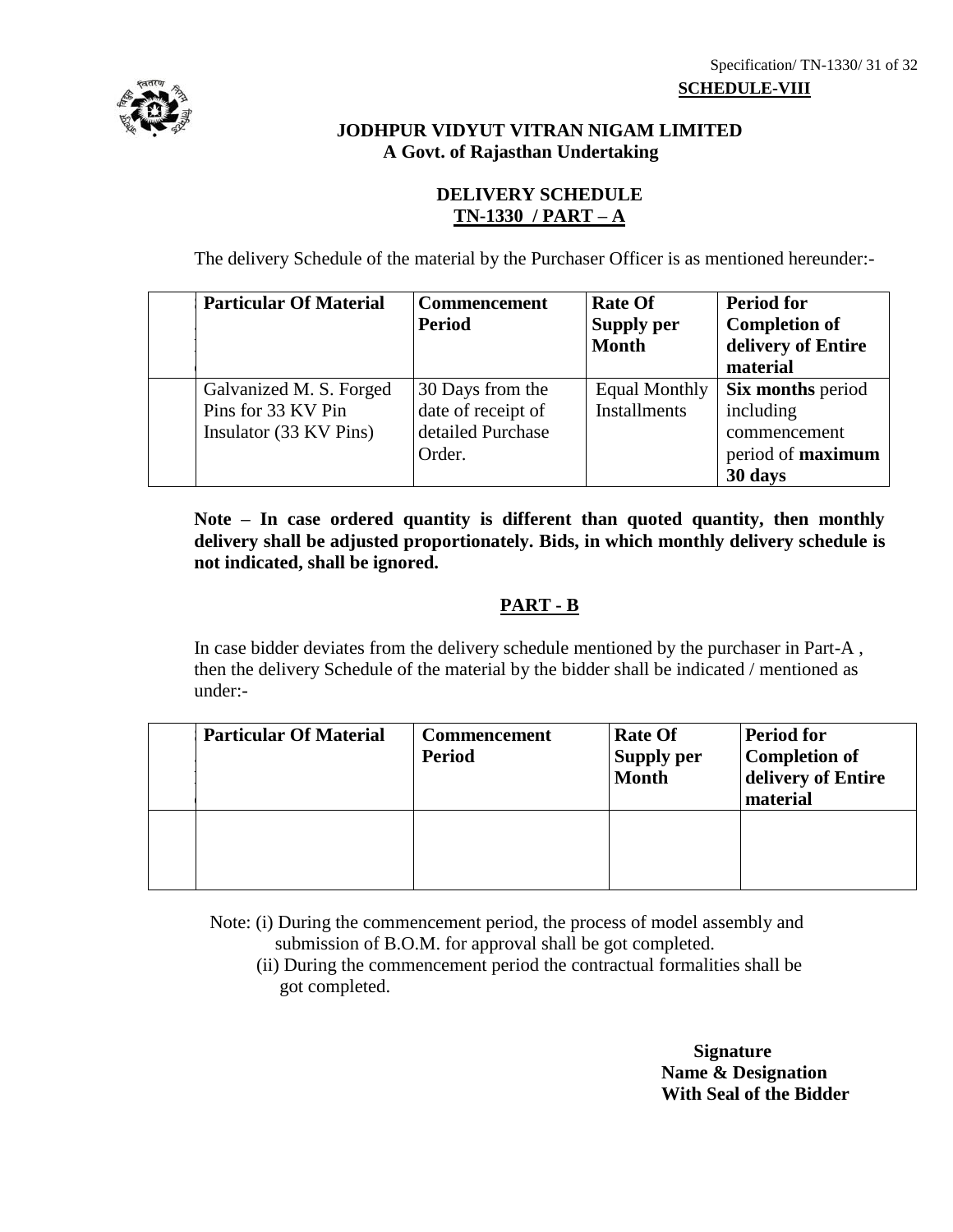**SCHEDULE-VIII**

**JODHPUR VIDYUT VITRAN NIGAM LIMITED**
**A Govt. of Rajasthan Undertaking**

**DELIVERY SCHEDULE**
**TN-1330 / PART – A**

The delivery Schedule of the material by the Purchaser Officer is as mentioned hereunder:-

| | Particular Of Material | Commencement Period | Rate Of Supply per Month | Period for Completion of delivery of Entire material |
|---|---|---|---|---|
| | Galvanized M. S. Forged Pins for 33 KV Pin Insulator (33 KV Pins) | 30 Days from the date of receipt of detailed Purchase Order. | Equal Monthly Installments | **Six months** period including commencement period of **maximum 30 days** |

**Note – In case ordered quantity is different than quoted quantity, then monthly delivery shall be adjusted proportionately. Bids, in which monthly delivery schedule is not indicated, shall be ignored.**

## PART - B

In case bidder deviates from the delivery schedule mentioned by the purchaser in Part-A , then the delivery Schedule of the material by the bidder shall be indicated / mentioned as under:-

| | Particular Of Material | Commencement Period | Rate Of Supply per Month | Period for Completion of delivery of Entire material |
|---|---|---|---|---|
| | | | | |

Note: (i) During the commencement period, the process of model assembly and submission of B.O.M. for approval shall be got completed.

(ii) During the commencement period the contractual formalities shall be got completed.

**Signature**
**Name & Designation**
**With Seal of the Bidder**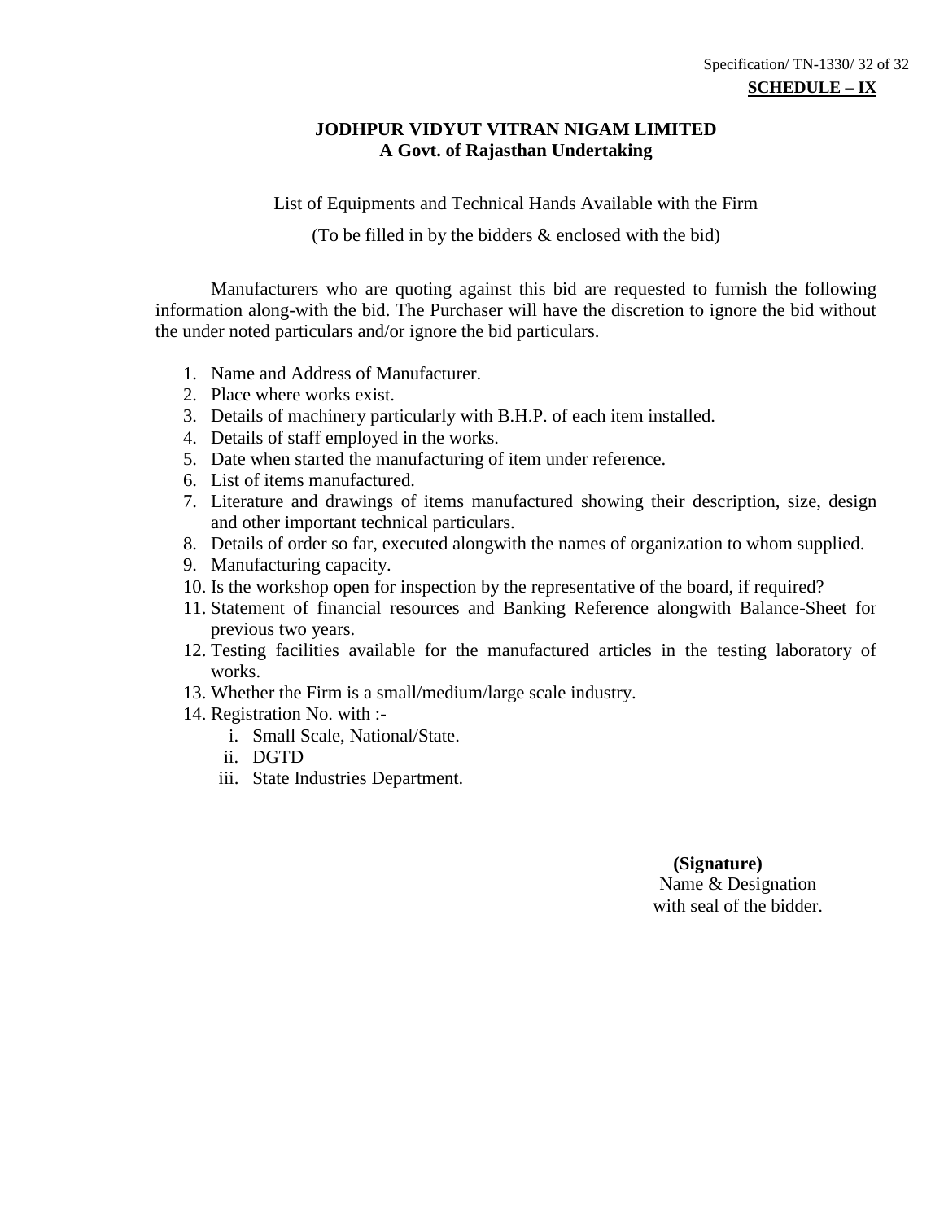**SCHEDULE – IX**

**JODHPUR VIDYUT VITRAN NIGAM LIMITED**
**A Govt. of Rajasthan Undertaking**

List of Equipments and Technical Hands Available with the Firm

(To be filled in by the bidders & enclosed with the bid)

Manufacturers who are quoting against this bid are requested to furnish the following information along-with the bid. The Purchaser will have the discretion to ignore the bid without the under noted particulars and/or ignore the bid particulars.

1. Name and Address of Manufacturer.
2. Place where works exist.
3. Details of machinery particularly with B.H.P. of each item installed.
4. Details of staff employed in the works.
5. Date when started the manufacturing of item under reference.
6. List of items manufactured.
7. Literature and drawings of items manufactured showing their description, size, design and other important technical particulars.
8. Details of order so far, executed alongwith the names of organization to whom supplied.
9. Manufacturing capacity.
10. Is the workshop open for inspection by the representative of the board, if required?
11. Statement of financial resources and Banking Reference alongwith Balance-Sheet for previous two years.
12. Testing facilities available for the manufactured articles in the testing laboratory of works.
13. Whether the Firm is a small/medium/large scale industry.
14. Registration No. with :-
    i. Small Scale, National/State.
    ii. DGTD
    iii. State Industries Department.

**(Signature)**
Name & Designation
with seal of the bidder.